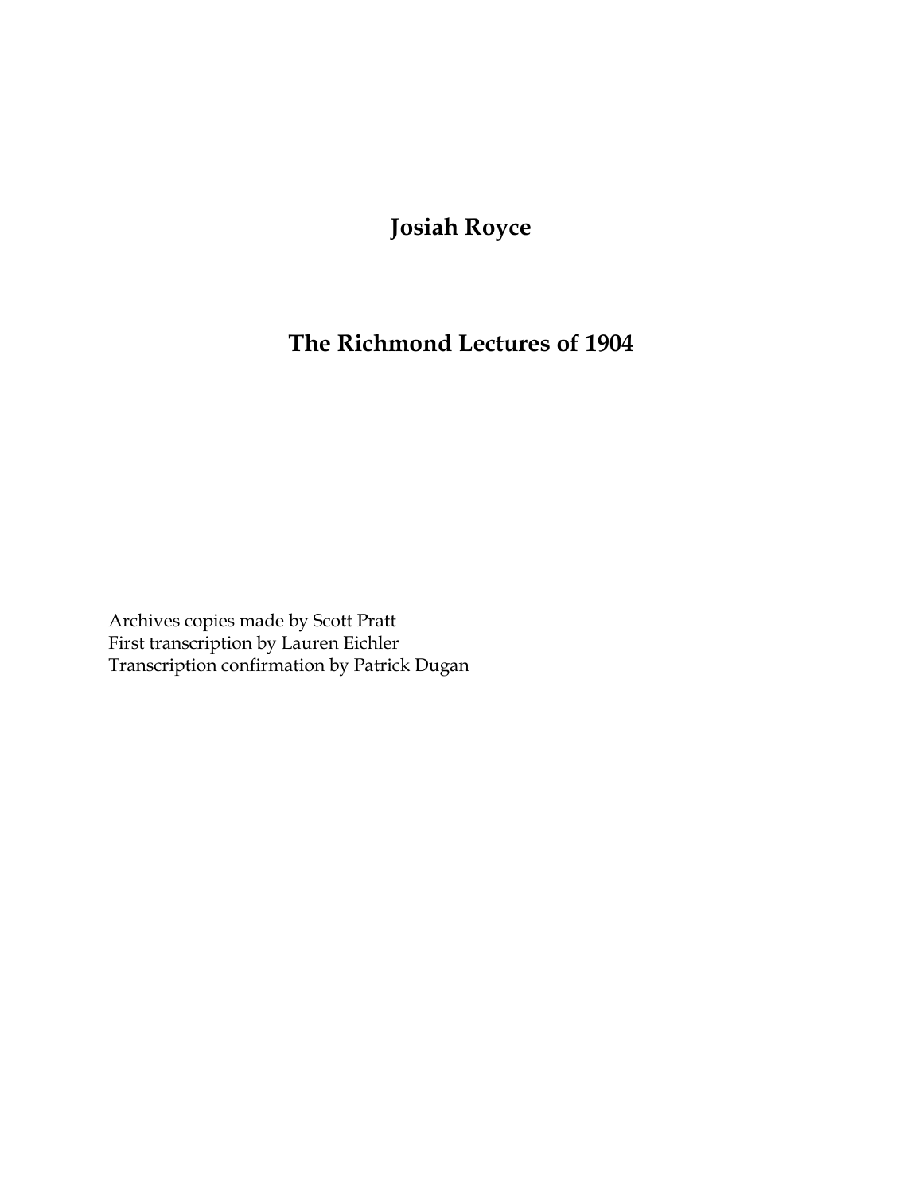# Josiah Royce

## The Richmond Lectures of 1904

Archives copies made by Scott Pratt
First transcription by Lauren Eichler
Transcription confirmation by Patrick Dugan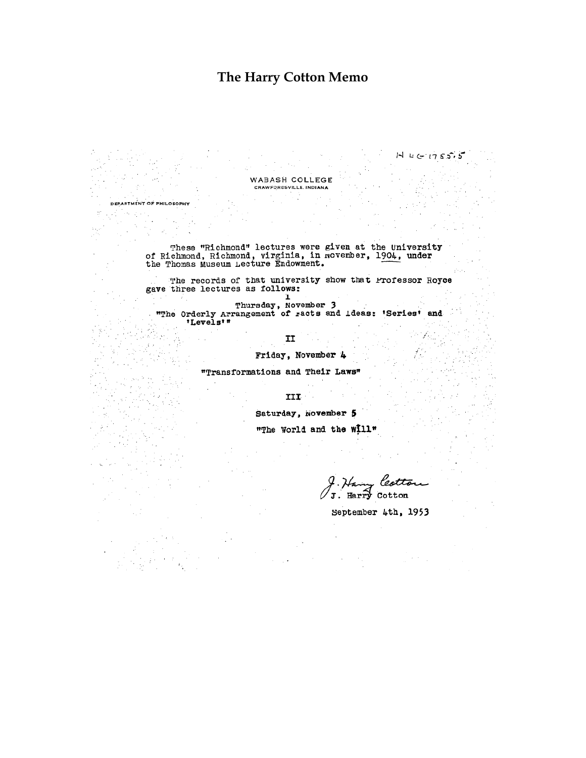# The Harry Cotton Memo

H u G 1755.5

WABASH COLLEGE
CRAWFORDSVILLE, INDIANA

DEPARTMENT OF PHILOSOPHY

These "Richmond" lectures were given at the University of Richmond, Richmond, Virginia, in November, 1904, under the Thomas Museum Lecture Endowment.

The records of that university show that Professor Royce gave three lectures as follows:

I

Thursday, November 3

"The Orderly Arrangement of Facts and Ideas: 'Series' and 'Levels'"

II

Friday, November 4

"Transformations and Their Laws"

III

Saturday, November 5

"The World and the Will"

J. Harry Cotton

J. Harry Cotton

September 4th, 1953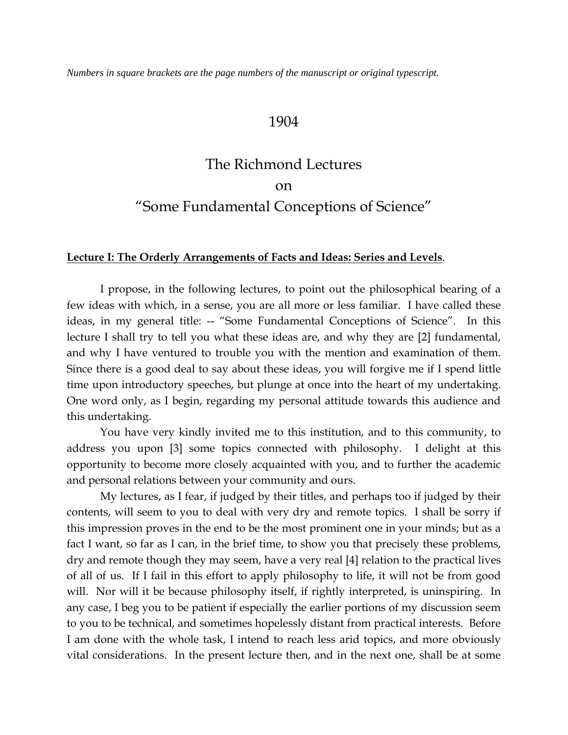*Numbers in square brackets are the page numbers of the manuscript or original typescript.*

# 1904

# The Richmond Lectures
# on
# "Some Fundamental Conceptions of Science"

**Lecture I: The Orderly Arrangements of Facts and Ideas: Series and Levels**.

I propose, in the following lectures, to point out the philosophical bearing of a few ideas with which, in a sense, you are all more or less familiar. I have called these ideas, in my general title: -- "Some Fundamental Conceptions of Science". In this lecture I shall try to tell you what these ideas are, and why they are [2] fundamental, and why I have ventured to trouble you with the mention and examination of them. Since there is a good deal to say about these ideas, you will forgive me if I spend little time upon introductory speeches, but plunge at once into the heart of my undertaking. One word only, as I begin, regarding my personal attitude towards this audience and this undertaking.

You have very kindly invited me to this institution, and to this community, to address you upon [3] some topics connected with philosophy. I delight at this opportunity to become more closely acquainted with you, and to further the academic and personal relations between your community and ours.

My lectures, as I fear, if judged by their titles, and perhaps too if judged by their contents, will seem to you to deal with very dry and remote topics. I shall be sorry if this impression proves in the end to be the most prominent one in your minds; but as a fact I want, so far as I can, in the brief time, to show you that precisely these problems, dry and remote though they may seem, have a very real [4] relation to the practical lives of all of us. If I fail in this effort to apply philosophy to life, it will not be from good will. Nor will it be because philosophy itself, if rightly interpreted, is uninspiring. In any case, I beg you to be patient if especially the earlier portions of my discussion seem to you to be technical, and sometimes hopelessly distant from practical interests. Before I am done with the whole task, I intend to reach less arid topics, and more obviously vital considerations. In the present lecture then, and in the next one, shall be at some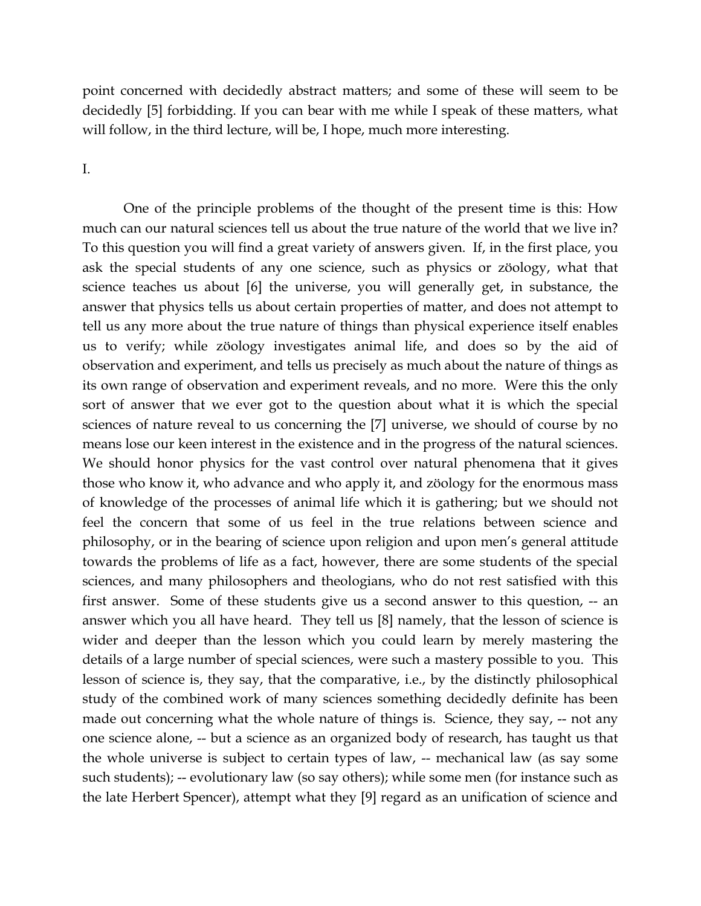point concerned with decidedly abstract matters; and some of these will seem to be decidedly [5] forbidding. If you can bear with me while I speak of these matters, what will follow, in the third lecture, will be, I hope, much more interesting.

I.

One of the principle problems of the thought of the present time is this: How much can our natural sciences tell us about the true nature of the world that we live in? To this question you will find a great variety of answers given. If, in the first place, you ask the special students of any one science, such as physics or zöology, what that science teaches us about [6] the universe, you will generally get, in substance, the answer that physics tells us about certain properties of matter, and does not attempt to tell us any more about the true nature of things than physical experience itself enables us to verify; while zöology investigates animal life, and does so by the aid of observation and experiment, and tells us precisely as much about the nature of things as its own range of observation and experiment reveals, and no more. Were this the only sort of answer that we ever got to the question about what it is which the special sciences of nature reveal to us concerning the [7] universe, we should of course by no means lose our keen interest in the existence and in the progress of the natural sciences. We should honor physics for the vast control over natural phenomena that it gives those who know it, who advance and who apply it, and zöology for the enormous mass of knowledge of the processes of animal life which it is gathering; but we should not feel the concern that some of us feel in the true relations between science and philosophy, or in the bearing of science upon religion and upon men's general attitude towards the problems of life as a fact, however, there are some students of the special sciences, and many philosophers and theologians, who do not rest satisfied with this first answer. Some of these students give us a second answer to this question, -- an answer which you all have heard. They tell us [8] namely, that the lesson of science is wider and deeper than the lesson which you could learn by merely mastering the details of a large number of special sciences, were such a mastery possible to you. This lesson of science is, they say, that the comparative, i.e., by the distinctly philosophical study of the combined work of many sciences something decidedly definite has been made out concerning what the whole nature of things is. Science, they say, -- not any one science alone, -- but a science as an organized body of research, has taught us that the whole universe is subject to certain types of law, -- mechanical law (as say some such students); -- evolutionary law (so say others); while some men (for instance such as the late Herbert Spencer), attempt what they [9] regard as an unification of science and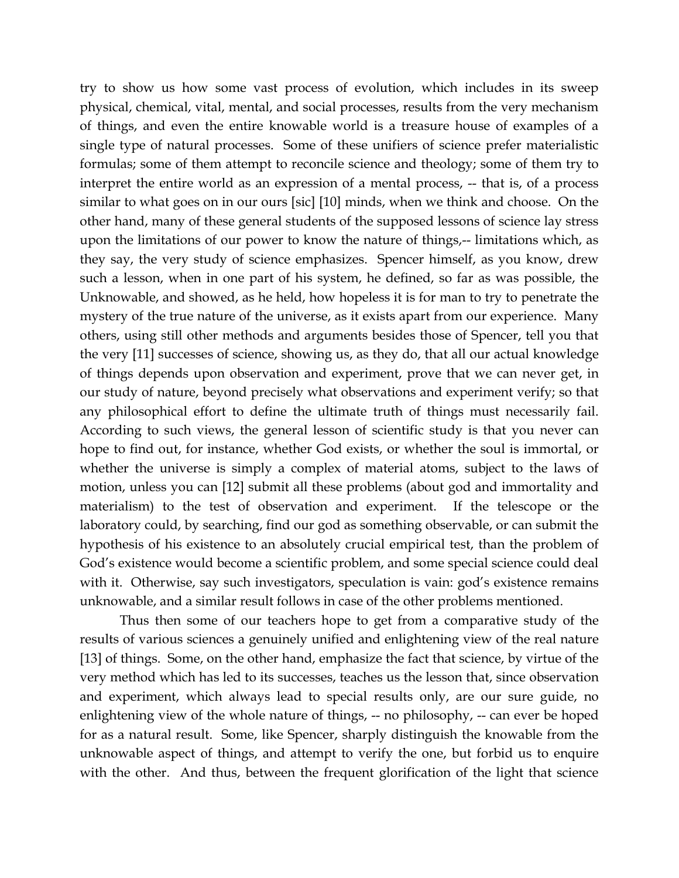try to show us how some vast process of evolution, which includes in its sweep physical, chemical, vital, mental, and social processes, results from the very mechanism of things, and even the entire knowable world is a treasure house of examples of a single type of natural processes. Some of these unifiers of science prefer materialistic formulas; some of them attempt to reconcile science and theology; some of them try to interpret the entire world as an expression of a mental process, -- that is, of a process similar to what goes on in our ours [sic] [10] minds, when we think and choose. On the other hand, many of these general students of the supposed lessons of science lay stress upon the limitations of our power to know the nature of things,-- limitations which, as they say, the very study of science emphasizes. Spencer himself, as you know, drew such a lesson, when in one part of his system, he defined, so far as was possible, the Unknowable, and showed, as he held, how hopeless it is for man to try to penetrate the mystery of the true nature of the universe, as it exists apart from our experience. Many others, using still other methods and arguments besides those of Spencer, tell you that the very [11] successes of science, showing us, as they do, that all our actual knowledge of things depends upon observation and experiment, prove that we can never get, in our study of nature, beyond precisely what observations and experiment verify; so that any philosophical effort to define the ultimate truth of things must necessarily fail. According to such views, the general lesson of scientific study is that you never can hope to find out, for instance, whether God exists, or whether the soul is immortal, or whether the universe is simply a complex of material atoms, subject to the laws of motion, unless you can [12] submit all these problems (about god and immortality and materialism) to the test of observation and experiment. If the telescope or the laboratory could, by searching, find our god as something observable, or can submit the hypothesis of his existence to an absolutely crucial empirical test, than the problem of God's existence would become a scientific problem, and some special science could deal with it. Otherwise, say such investigators, speculation is vain: god's existence remains unknowable, and a similar result follows in case of the other problems mentioned.

Thus then some of our teachers hope to get from a comparative study of the results of various sciences a genuinely unified and enlightening view of the real nature [13] of things. Some, on the other hand, emphasize the fact that science, by virtue of the very method which has led to its successes, teaches us the lesson that, since observation and experiment, which always lead to special results only, are our sure guide, no enlightening view of the whole nature of things, -- no philosophy, -- can ever be hoped for as a natural result. Some, like Spencer, sharply distinguish the knowable from the unknowable aspect of things, and attempt to verify the one, but forbid us to enquire with the other. And thus, between the frequent glorification of the light that science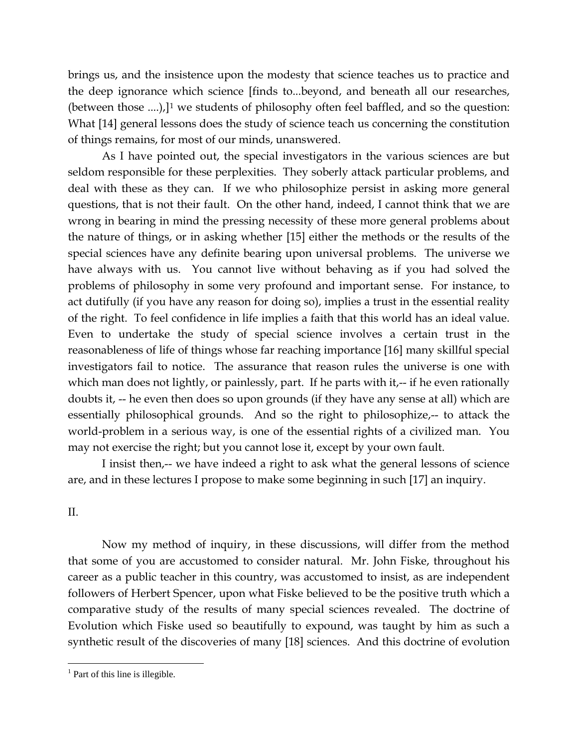brings us, and the insistence upon the modesty that science teaches us to practice and the deep ignorance which science [finds to...beyond, and beneath all our researches, (between those ....),][1] we students of philosophy often feel baffled, and so the question: What [14] general lessons does the study of science teach us concerning the constitution of things remains, for most of our minds, unanswered.

As I have pointed out, the special investigators in the various sciences are but seldom responsible for these perplexities. They soberly attack particular problems, and deal with these as they can. If we who philosophize persist in asking more general questions, that is not their fault. On the other hand, indeed, I cannot think that we are wrong in bearing in mind the pressing necessity of these more general problems about the nature of things, or in asking whether [15] either the methods or the results of the special sciences have any definite bearing upon universal problems. The universe we have always with us. You cannot live without behaving as if you had solved the problems of philosophy in some very profound and important sense. For instance, to act dutifully (if you have any reason for doing so), implies a trust in the essential reality of the right. To feel confidence in life implies a faith that this world has an ideal value. Even to undertake the study of special science involves a certain trust in the reasonableness of life of things whose far reaching importance [16] many skillful special investigators fail to notice. The assurance that reason rules the universe is one with which man does not lightly, or painlessly, part. If he parts with it,-- if he even rationally doubts it, -- he even then does so upon grounds (if they have any sense at all) which are essentially philosophical grounds. And so the right to philosophize,-- to attack the world-problem in a serious way, is one of the essential rights of a civilized man. You may not exercise the right; but you cannot lose it, except by your own fault.

I insist then,-- we have indeed a right to ask what the general lessons of science are, and in these lectures I propose to make some beginning in such [17] an inquiry.

II.

Now my method of inquiry, in these discussions, will differ from the method that some of you are accustomed to consider natural. Mr. John Fiske, throughout his career as a public teacher in this country, was accustomed to insist, as are independent followers of Herbert Spencer, upon what Fiske believed to be the positive truth which a comparative study of the results of many special sciences revealed. The doctrine of Evolution which Fiske used so beautifully to expound, was taught by him as such a synthetic result of the discoveries of many [18] sciences. And this doctrine of evolution

[1] Part of this line is illegible.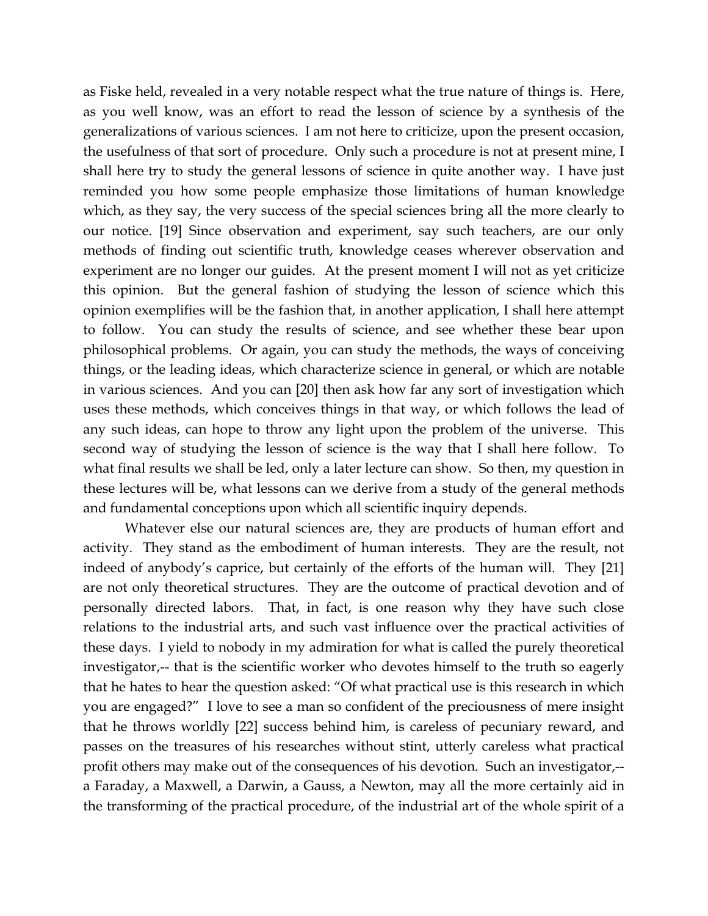as Fiske held, revealed in a very notable respect what the true nature of things is. Here, as you well know, was an effort to read the lesson of science by a synthesis of the generalizations of various sciences. I am not here to criticize, upon the present occasion, the usefulness of that sort of procedure. Only such a procedure is not at present mine, I shall here try to study the general lessons of science in quite another way. I have just reminded you how some people emphasize those limitations of human knowledge which, as they say, the very success of the special sciences bring all the more clearly to our notice. [19] Since observation and experiment, say such teachers, are our only methods of finding out scientific truth, knowledge ceases wherever observation and experiment are no longer our guides. At the present moment I will not as yet criticize this opinion. But the general fashion of studying the lesson of science which this opinion exemplifies will be the fashion that, in another application, I shall here attempt to follow. You can study the results of science, and see whether these bear upon philosophical problems. Or again, you can study the methods, the ways of conceiving things, or the leading ideas, which characterize science in general, or which are notable in various sciences. And you can [20] then ask how far any sort of investigation which uses these methods, which conceives things in that way, or which follows the lead of any such ideas, can hope to throw any light upon the problem of the universe. This second way of studying the lesson of science is the way that I shall here follow. To what final results we shall be led, only a later lecture can show. So then, my question in these lectures will be, what lessons can we derive from a study of the general methods and fundamental conceptions upon which all scientific inquiry depends.

Whatever else our natural sciences are, they are products of human effort and activity. They stand as the embodiment of human interests. They are the result, not indeed of anybody's caprice, but certainly of the efforts of the human will. They [21] are not only theoretical structures. They are the outcome of practical devotion and of personally directed labors. That, in fact, is one reason why they have such close relations to the industrial arts, and such vast influence over the practical activities of these days. I yield to nobody in my admiration for what is called the purely theoretical investigator,-- that is the scientific worker who devotes himself to the truth so eagerly that he hates to hear the question asked: "Of what practical use is this research in which you are engaged?" I love to see a man so confident of the preciousness of mere insight that he throws worldly [22] success behind him, is careless of pecuniary reward, and passes on the treasures of his researches without stint, utterly careless what practical profit others may make out of the consequences of his devotion. Such an investigator,-- a Faraday, a Maxwell, a Darwin, a Gauss, a Newton, may all the more certainly aid in the transforming of the practical procedure, of the industrial art of the whole spirit of a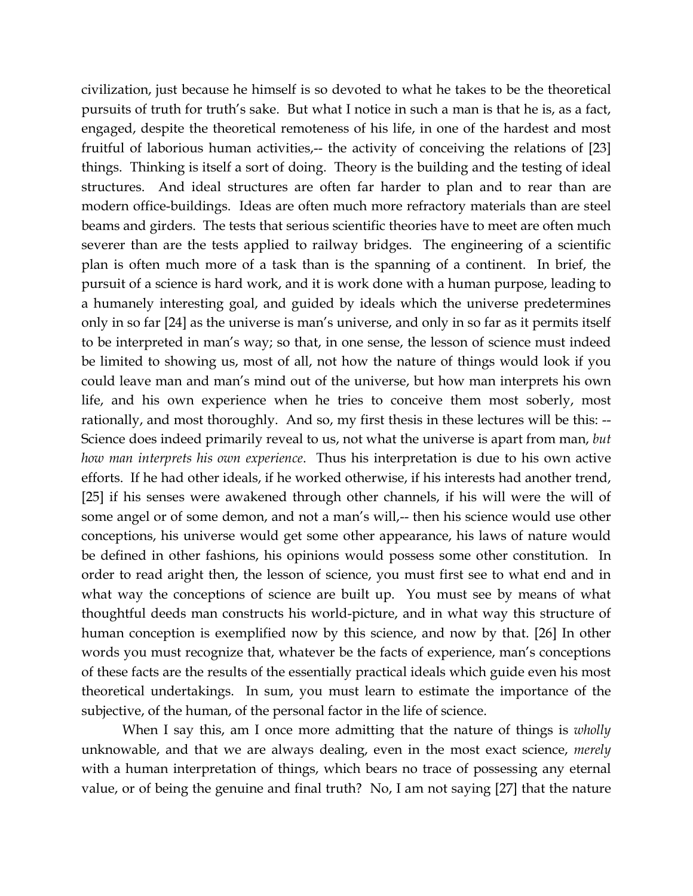civilization, just because he himself is so devoted to what he takes to be the theoretical pursuits of truth for truth's sake. But what I notice in such a man is that he is, as a fact, engaged, despite the theoretical remoteness of his life, in one of the hardest and most fruitful of laborious human activities,-- the activity of conceiving the relations of [23] things. Thinking is itself a sort of doing. Theory is the building and the testing of ideal structures. And ideal structures are often far harder to plan and to rear than are modern office-buildings. Ideas are often much more refractory materials than are steel beams and girders. The tests that serious scientific theories have to meet are often much severer than are the tests applied to railway bridges. The engineering of a scientific plan is often much more of a task than is the spanning of a continent. In brief, the pursuit of a science is hard work, and it is work done with a human purpose, leading to a humanely interesting goal, and guided by ideals which the universe predetermines only in so far [24] as the universe is man's universe, and only in so far as it permits itself to be interpreted in man's way; so that, in one sense, the lesson of science must indeed be limited to showing us, most of all, not how the nature of things would look if you could leave man and man's mind out of the universe, but how man interprets his own life, and his own experience when he tries to conceive them most soberly, most rationally, and most thoroughly. And so, my first thesis in these lectures will be this: -- Science does indeed primarily reveal to us, not what the universe is apart from man, *but how man interprets his own experience*. Thus his interpretation is due to his own active efforts. If he had other ideals, if he worked otherwise, if his interests had another trend, [25] if his senses were awakened through other channels, if his will were the will of some angel or of some demon, and not a man's will,-- then his science would use other conceptions, his universe would get some other appearance, his laws of nature would be defined in other fashions, his opinions would possess some other constitution. In order to read aright then, the lesson of science, you must first see to what end and in what way the conceptions of science are built up. You must see by means of what thoughtful deeds man constructs his world-picture, and in what way this structure of human conception is exemplified now by this science, and now by that. [26] In other words you must recognize that, whatever be the facts of experience, man's conceptions of these facts are the results of the essentially practical ideals which guide even his most theoretical undertakings. In sum, you must learn to estimate the importance of the subjective, of the human, of the personal factor in the life of science.

When I say this, am I once more admitting that the nature of things is *wholly* unknowable, and that we are always dealing, even in the most exact science, *merely* with a human interpretation of things, which bears no trace of possessing any eternal value, or of being the genuine and final truth? No, I am not saying [27] that the nature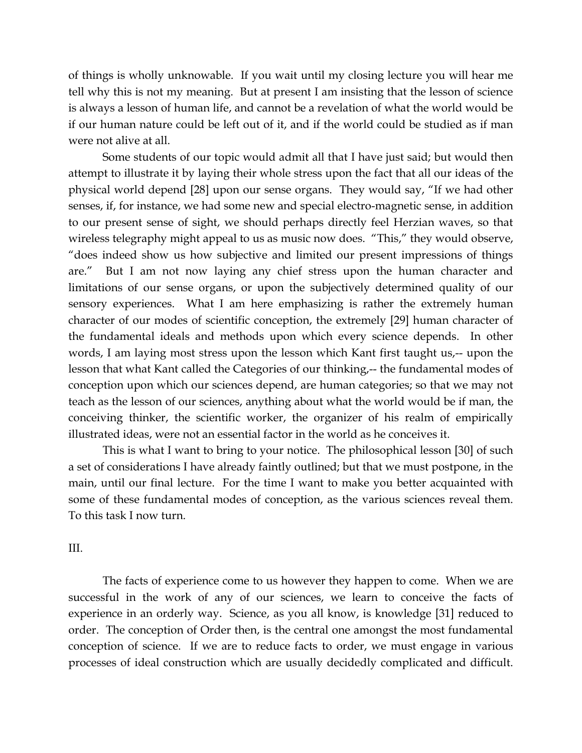of things is wholly unknowable. If you wait until my closing lecture you will hear me tell why this is not my meaning. But at present I am insisting that the lesson of science is always a lesson of human life, and cannot be a revelation of what the world would be if our human nature could be left out of it, and if the world could be studied as if man were not alive at all.

Some students of our topic would admit all that I have just said; but would then attempt to illustrate it by laying their whole stress upon the fact that all our ideas of the physical world depend [28] upon our sense organs. They would say, "If we had other senses, if, for instance, we had some new and special electro-magnetic sense, in addition to our present sense of sight, we should perhaps directly feel Herzian waves, so that wireless telegraphy might appeal to us as music now does. "This," they would observe, "does indeed show us how subjective and limited our present impressions of things are." But I am not now laying any chief stress upon the human character and limitations of our sense organs, or upon the subjectively determined quality of our sensory experiences. What I am here emphasizing is rather the extremely human character of our modes of scientific conception, the extremely [29] human character of the fundamental ideals and methods upon which every science depends. In other words, I am laying most stress upon the lesson which Kant first taught us,-- upon the lesson that what Kant called the Categories of our thinking,-- the fundamental modes of conception upon which our sciences depend, are human categories; so that we may not teach as the lesson of our sciences, anything about what the world would be if man, the conceiving thinker, the scientific worker, the organizer of his realm of empirically illustrated ideas, were not an essential factor in the world as he conceives it.

This is what I want to bring to your notice. The philosophical lesson [30] of such a set of considerations I have already faintly outlined; but that we must postpone, in the main, until our final lecture. For the time I want to make you better acquainted with some of these fundamental modes of conception, as the various sciences reveal them. To this task I now turn.

III.

The facts of experience come to us however they happen to come. When we are successful in the work of any of our sciences, we learn to conceive the facts of experience in an orderly way. Science, as you all know, is knowledge [31] reduced to order. The conception of Order then, is the central one amongst the most fundamental conception of science. If we are to reduce facts to order, we must engage in various processes of ideal construction which are usually decidedly complicated and difficult.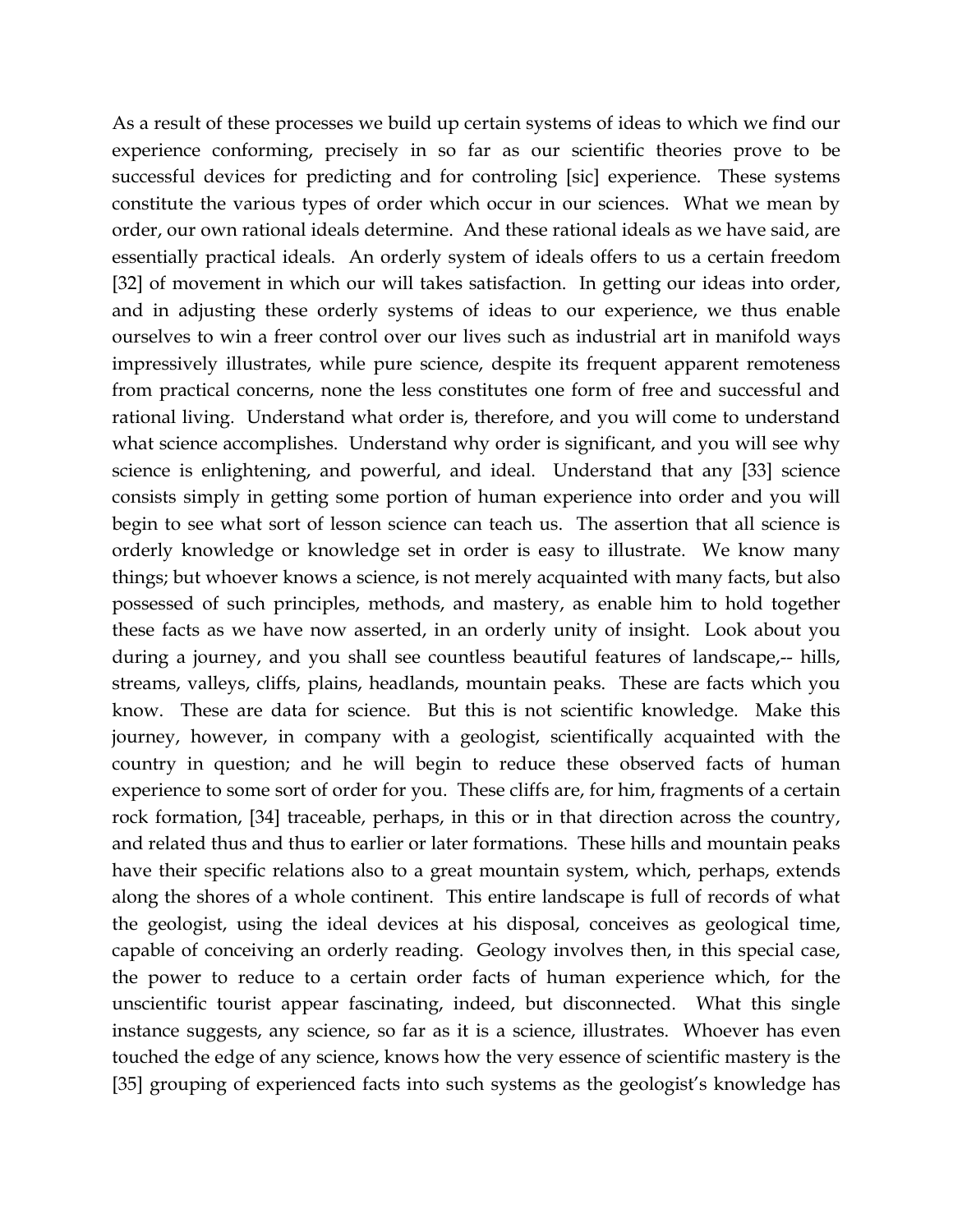As a result of these processes we build up certain systems of ideas to which we find our experience conforming, precisely in so far as our scientific theories prove to be successful devices for predicting and for controling [sic] experience. These systems constitute the various types of order which occur in our sciences. What we mean by order, our own rational ideals determine. And these rational ideals as we have said, are essentially practical ideals. An orderly system of ideals offers to us a certain freedom [32] of movement in which our will takes satisfaction. In getting our ideas into order, and in adjusting these orderly systems of ideas to our experience, we thus enable ourselves to win a freer control over our lives such as industrial art in manifold ways impressively illustrates, while pure science, despite its frequent apparent remoteness from practical concerns, none the less constitutes one form of free and successful and rational living. Understand what order is, therefore, and you will come to understand what science accomplishes. Understand why order is significant, and you will see why science is enlightening, and powerful, and ideal. Understand that any [33] science consists simply in getting some portion of human experience into order and you will begin to see what sort of lesson science can teach us. The assertion that all science is orderly knowledge or knowledge set in order is easy to illustrate. We know many things; but whoever knows a science, is not merely acquainted with many facts, but also possessed of such principles, methods, and mastery, as enable him to hold together these facts as we have now asserted, in an orderly unity of insight. Look about you during a journey, and you shall see countless beautiful features of landscape,-- hills, streams, valleys, cliffs, plains, headlands, mountain peaks. These are facts which you know. These are data for science. But this is not scientific knowledge. Make this journey, however, in company with a geologist, scientifically acquainted with the country in question; and he will begin to reduce these observed facts of human experience to some sort of order for you. These cliffs are, for him, fragments of a certain rock formation, [34] traceable, perhaps, in this or in that direction across the country, and related thus and thus to earlier or later formations. These hills and mountain peaks have their specific relations also to a great mountain system, which, perhaps, extends along the shores of a whole continent. This entire landscape is full of records of what the geologist, using the ideal devices at his disposal, conceives as geological time, capable of conceiving an orderly reading. Geology involves then, in this special case, the power to reduce to a certain order facts of human experience which, for the unscientific tourist appear fascinating, indeed, but disconnected. What this single instance suggests, any science, so far as it is a science, illustrates. Whoever has even touched the edge of any science, knows how the very essence of scientific mastery is the [35] grouping of experienced facts into such systems as the geologist's knowledge has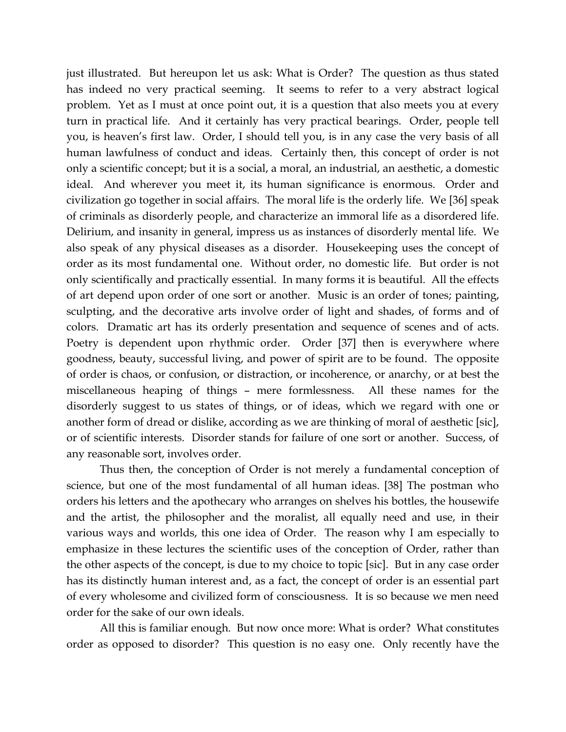just illustrated. But hereupon let us ask: What is Order? The question as thus stated has indeed no very practical seeming. It seems to refer to a very abstract logical problem. Yet as I must at once point out, it is a question that also meets you at every turn in practical life. And it certainly has very practical bearings. Order, people tell you, is heaven's first law. Order, I should tell you, is in any case the very basis of all human lawfulness of conduct and ideas. Certainly then, this concept of order is not only a scientific concept; but it is a social, a moral, an industrial, an aesthetic, a domestic ideal. And wherever you meet it, its human significance is enormous. Order and civilization go together in social affairs. The moral life is the orderly life. We [36] speak of criminals as disorderly people, and characterize an immoral life as a disordered life. Delirium, and insanity in general, impress us as instances of disorderly mental life. We also speak of any physical diseases as a disorder. Housekeeping uses the concept of order as its most fundamental one. Without order, no domestic life. But order is not only scientifically and practically essential. In many forms it is beautiful. All the effects of art depend upon order of one sort or another. Music is an order of tones; painting, sculpting, and the decorative arts involve order of light and shades, of forms and of colors. Dramatic art has its orderly presentation and sequence of scenes and of acts. Poetry is dependent upon rhythmic order. Order [37] then is everywhere where goodness, beauty, successful living, and power of spirit are to be found. The opposite of order is chaos, or confusion, or distraction, or incoherence, or anarchy, or at best the miscellaneous heaping of things – mere formlessness. All these names for the disorderly suggest to us states of things, or of ideas, which we regard with one or another form of dread or dislike, according as we are thinking of moral of aesthetic [sic], or of scientific interests. Disorder stands for failure of one sort or another. Success, of any reasonable sort, involves order.

Thus then, the conception of Order is not merely a fundamental conception of science, but one of the most fundamental of all human ideas. [38] The postman who orders his letters and the apothecary who arranges on shelves his bottles, the housewife and the artist, the philosopher and the moralist, all equally need and use, in their various ways and worlds, this one idea of Order. The reason why I am especially to emphasize in these lectures the scientific uses of the conception of Order, rather than the other aspects of the concept, is due to my choice to topic [sic]. But in any case order has its distinctly human interest and, as a fact, the concept of order is an essential part of every wholesome and civilized form of consciousness. It is so because we men need order for the sake of our own ideals.

All this is familiar enough. But now once more: What is order? What constitutes order as opposed to disorder? This question is no easy one. Only recently have the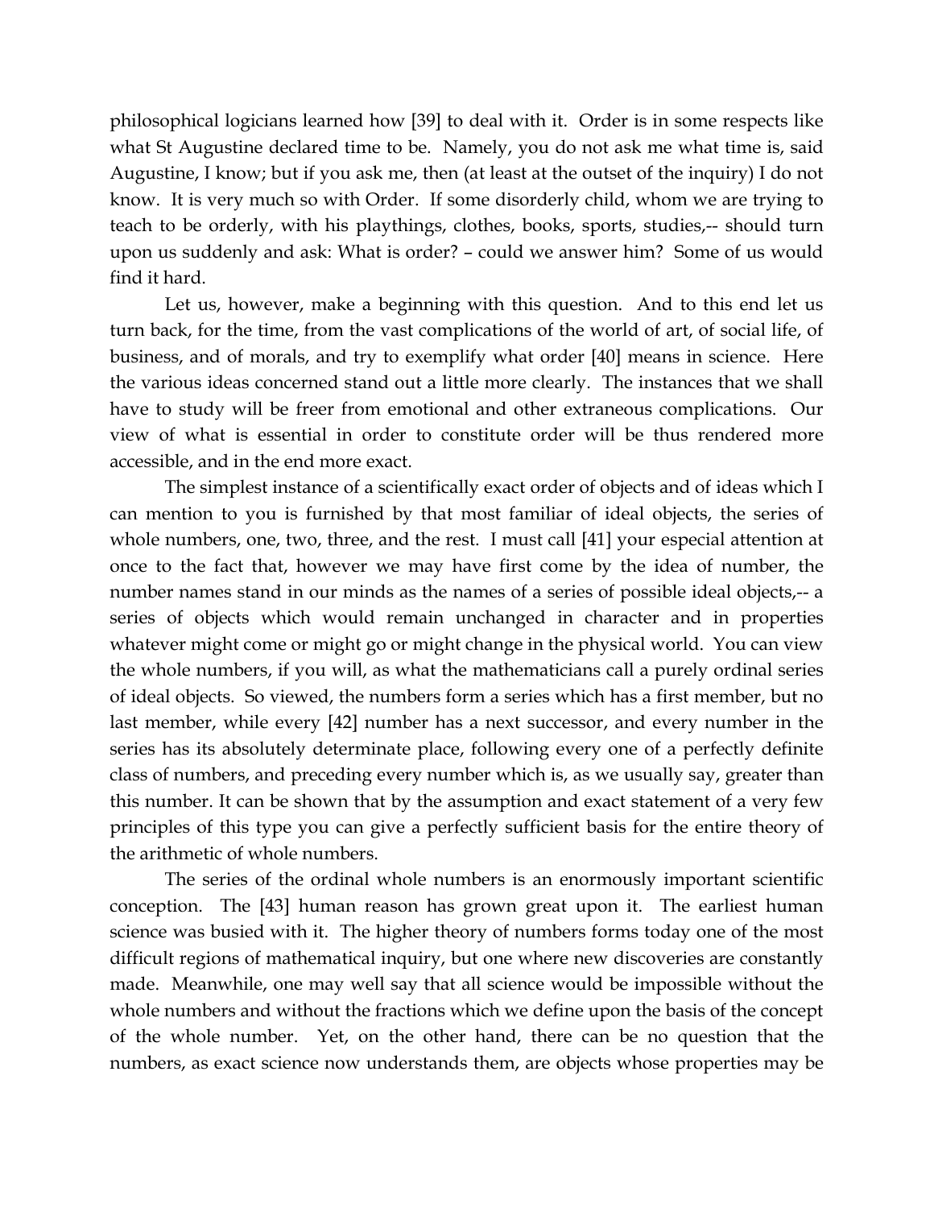philosophical logicians learned how [39] to deal with it. Order is in some respects like what St Augustine declared time to be. Namely, you do not ask me what time is, said Augustine, I know; but if you ask me, then (at least at the outset of the inquiry) I do not know. It is very much so with Order. If some disorderly child, whom we are trying to teach to be orderly, with his playthings, clothes, books, sports, studies,-- should turn upon us suddenly and ask: What is order? – could we answer him? Some of us would find it hard.

Let us, however, make a beginning with this question. And to this end let us turn back, for the time, from the vast complications of the world of art, of social life, of business, and of morals, and try to exemplify what order [40] means in science. Here the various ideas concerned stand out a little more clearly. The instances that we shall have to study will be freer from emotional and other extraneous complications. Our view of what is essential in order to constitute order will be thus rendered more accessible, and in the end more exact.

The simplest instance of a scientifically exact order of objects and of ideas which I can mention to you is furnished by that most familiar of ideal objects, the series of whole numbers, one, two, three, and the rest. I must call [41] your especial attention at once to the fact that, however we may have first come by the idea of number, the number names stand in our minds as the names of a series of possible ideal objects,-- a series of objects which would remain unchanged in character and in properties whatever might come or might go or might change in the physical world. You can view the whole numbers, if you will, as what the mathematicians call a purely ordinal series of ideal objects. So viewed, the numbers form a series which has a first member, but no last member, while every [42] number has a next successor, and every number in the series has its absolutely determinate place, following every one of a perfectly definite class of numbers, and preceding every number which is, as we usually say, greater than this number. It can be shown that by the assumption and exact statement of a very few principles of this type you can give a perfectly sufficient basis for the entire theory of the arithmetic of whole numbers.

The series of the ordinal whole numbers is an enormously important scientific conception. The [43] human reason has grown great upon it. The earliest human science was busied with it. The higher theory of numbers forms today one of the most difficult regions of mathematical inquiry, but one where new discoveries are constantly made. Meanwhile, one may well say that all science would be impossible without the whole numbers and without the fractions which we define upon the basis of the concept of the whole number. Yet, on the other hand, there can be no question that the numbers, as exact science now understands them, are objects whose properties may be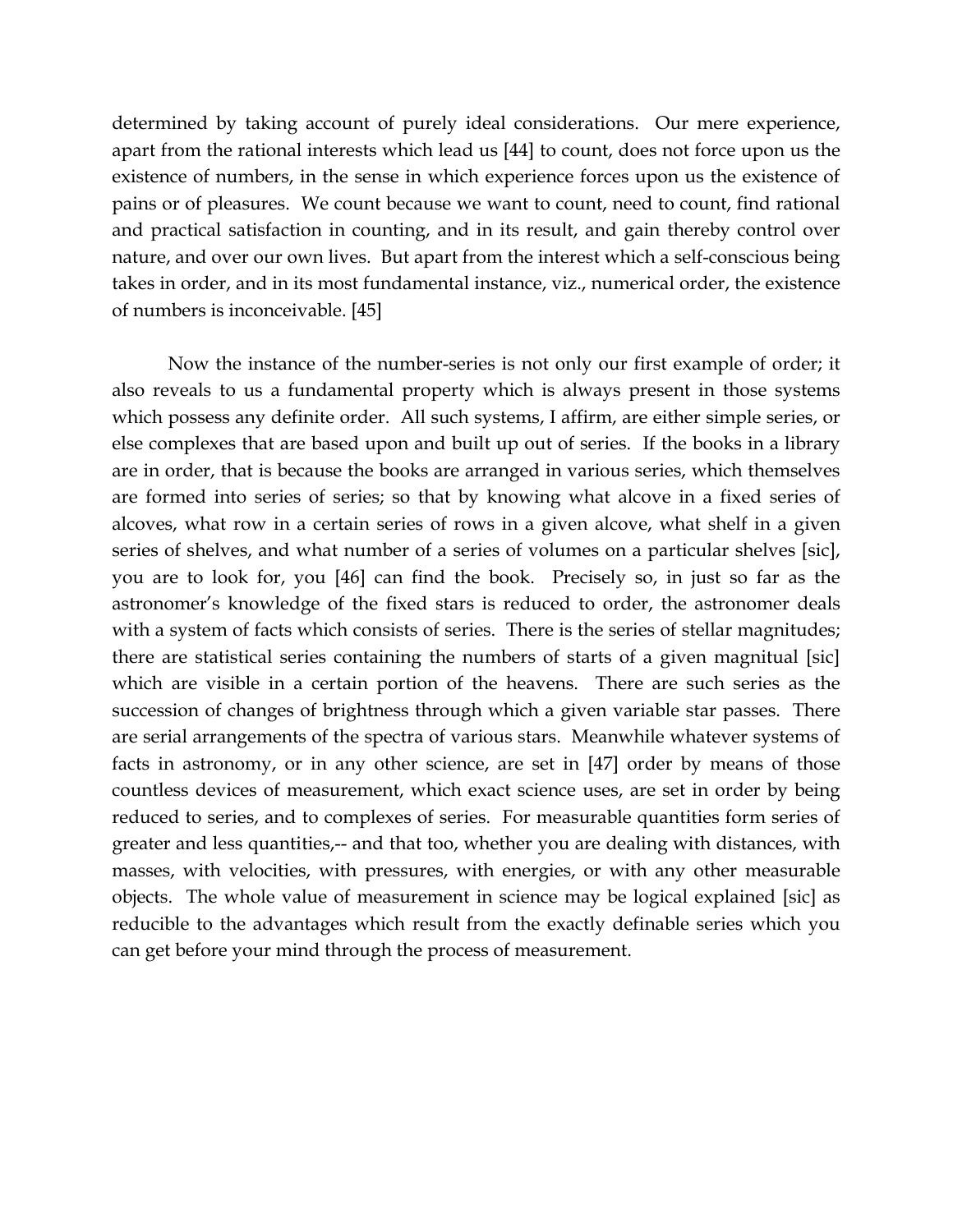determined by taking account of purely ideal considerations. Our mere experience, apart from the rational interests which lead us [44] to count, does not force upon us the existence of numbers, in the sense in which experience forces upon us the existence of pains or of pleasures. We count because we want to count, need to count, find rational and practical satisfaction in counting, and in its result, and gain thereby control over nature, and over our own lives. But apart from the interest which a self-conscious being takes in order, and in its most fundamental instance, viz., numerical order, the existence of numbers is inconceivable. [45]

Now the instance of the number-series is not only our first example of order; it also reveals to us a fundamental property which is always present in those systems which possess any definite order. All such systems, I affirm, are either simple series, or else complexes that are based upon and built up out of series. If the books in a library are in order, that is because the books are arranged in various series, which themselves are formed into series of series; so that by knowing what alcove in a fixed series of alcoves, what row in a certain series of rows in a given alcove, what shelf in a given series of shelves, and what number of a series of volumes on a particular shelves [sic], you are to look for, you [46] can find the book. Precisely so, in just so far as the astronomer's knowledge of the fixed stars is reduced to order, the astronomer deals with a system of facts which consists of series. There is the series of stellar magnitudes; there are statistical series containing the numbers of starts of a given magnitual [sic] which are visible in a certain portion of the heavens. There are such series as the succession of changes of brightness through which a given variable star passes. There are serial arrangements of the spectra of various stars. Meanwhile whatever systems of facts in astronomy, or in any other science, are set in [47] order by means of those countless devices of measurement, which exact science uses, are set in order by being reduced to series, and to complexes of series. For measurable quantities form series of greater and less quantities,-- and that too, whether you are dealing with distances, with masses, with velocities, with pressures, with energies, or with any other measurable objects. The whole value of measurement in science may be logical explained [sic] as reducible to the advantages which result from the exactly definable series which you can get before your mind through the process of measurement.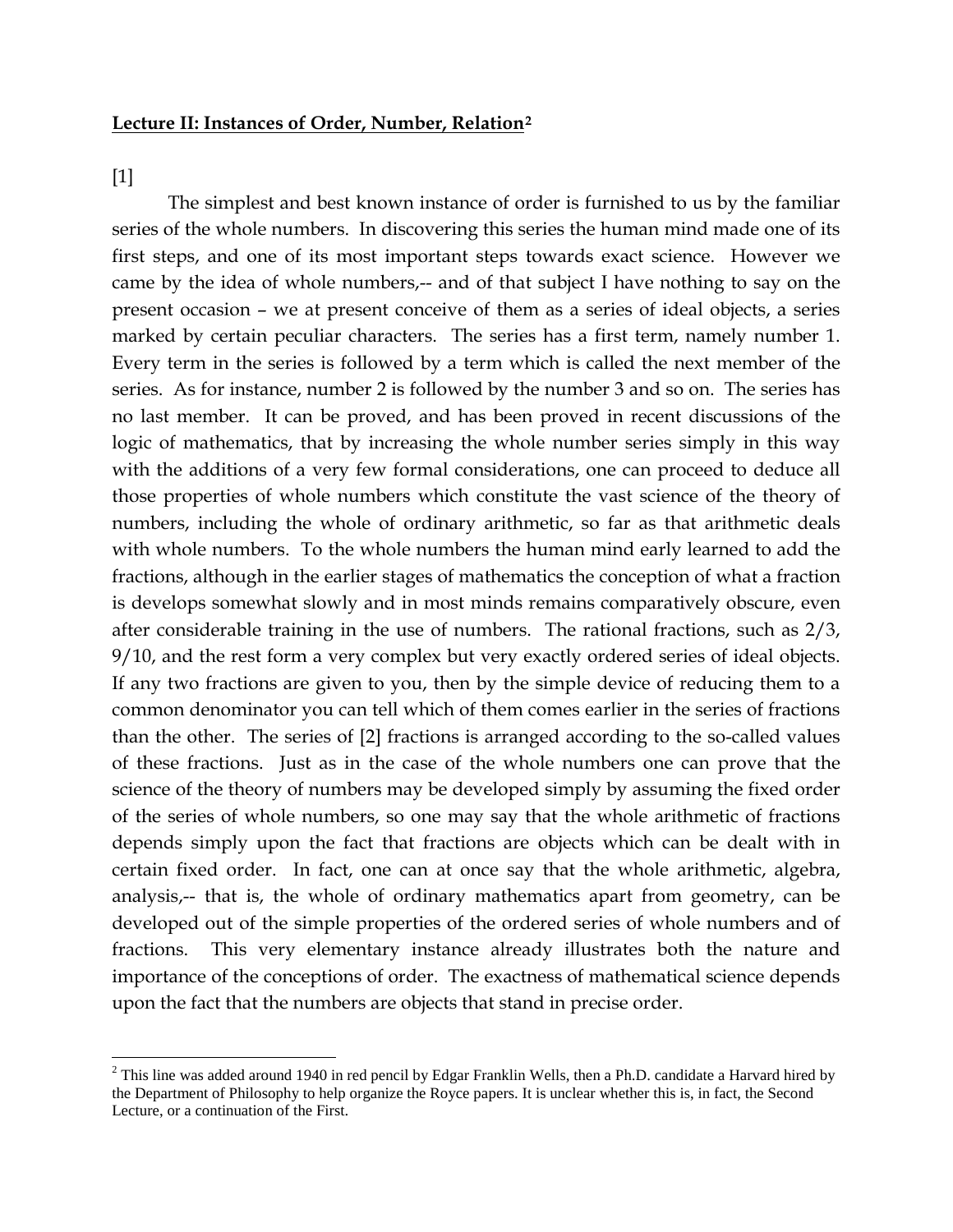**Lecture II: Instances of Order, Number, Relation**[2]

[1]

The simplest and best known instance of order is furnished to us by the familiar series of the whole numbers. In discovering this series the human mind made one of its first steps, and one of its most important steps towards exact science. However we came by the idea of whole numbers,-- and of that subject I have nothing to say on the present occasion – we at present conceive of them as a series of ideal objects, a series marked by certain peculiar characters. The series has a first term, namely number 1. Every term in the series is followed by a term which is called the next member of the series. As for instance, number 2 is followed by the number 3 and so on. The series has no last member. It can be proved, and has been proved in recent discussions of the logic of mathematics, that by increasing the whole number series simply in this way with the additions of a very few formal considerations, one can proceed to deduce all those properties of whole numbers which constitute the vast science of the theory of numbers, including the whole of ordinary arithmetic, so far as that arithmetic deals with whole numbers. To the whole numbers the human mind early learned to add the fractions, although in the earlier stages of mathematics the conception of what a fraction is develops somewhat slowly and in most minds remains comparatively obscure, even after considerable training in the use of numbers. The rational fractions, such as 2/3, 9/10, and the rest form a very complex but very exactly ordered series of ideal objects. If any two fractions are given to you, then by the simple device of reducing them to a common denominator you can tell which of them comes earlier in the series of fractions than the other. The series of [2] fractions is arranged according to the so-called values of these fractions. Just as in the case of the whole numbers one can prove that the science of the theory of numbers may be developed simply by assuming the fixed order of the series of whole numbers, so one may say that the whole arithmetic of fractions depends simply upon the fact that fractions are objects which can be dealt with in certain fixed order. In fact, one can at once say that the whole arithmetic, algebra, analysis,-- that is, the whole of ordinary mathematics apart from geometry, can be developed out of the simple properties of the ordered series of whole numbers and of fractions. This very elementary instance already illustrates both the nature and importance of the conceptions of order. The exactness of mathematical science depends upon the fact that the numbers are objects that stand in precise order.

---

[2] This line was added around 1940 in red pencil by Edgar Franklin Wells, then a Ph.D. candidate a Harvard hired by the Department of Philosophy to help organize the Royce papers. It is unclear whether this is, in fact, the Second Lecture, or a continuation of the First.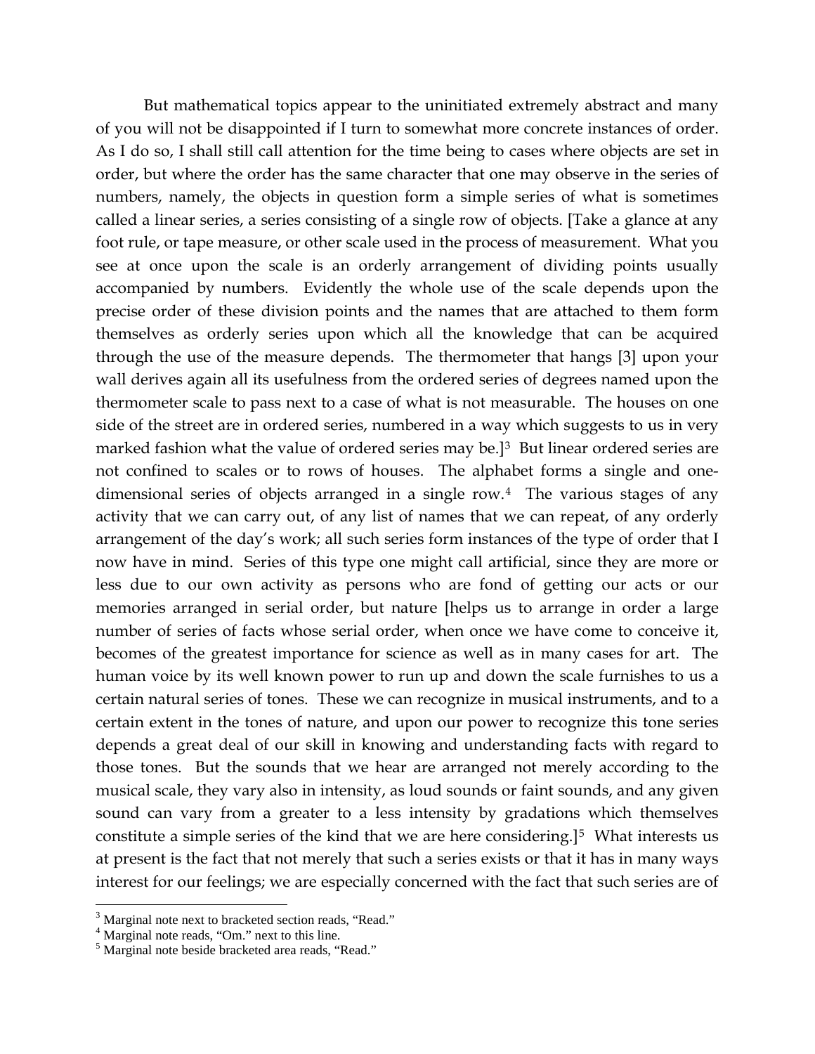But mathematical topics appear to the uninitiated extremely abstract and many of you will not be disappointed if I turn to somewhat more concrete instances of order. As I do so, I shall still call attention for the time being to cases where objects are set in order, but where the order has the same character that one may observe in the series of numbers, namely, the objects in question form a simple series of what is sometimes called a linear series, a series consisting of a single row of objects. [Take a glance at any foot rule, or tape measure, or other scale used in the process of measurement. What you see at once upon the scale is an orderly arrangement of dividing points usually accompanied by numbers. Evidently the whole use of the scale depends upon the precise order of these division points and the names that are attached to them form themselves as orderly series upon which all the knowledge that can be acquired through the use of the measure depends. The thermometer that hangs [3] upon your wall derives again all its usefulness from the ordered series of degrees named upon the thermometer scale to pass next to a case of what is not measurable. The houses on one side of the street are in ordered series, numbered in a way which suggests to us in very marked fashion what the value of ordered series may be.][3] But linear ordered series are not confined to scales or to rows of houses. The alphabet forms a single and one-dimensional series of objects arranged in a single row.[4] The various stages of any activity that we can carry out, of any list of names that we can repeat, of any orderly arrangement of the day's work; all such series form instances of the type of order that I now have in mind. Series of this type one might call artificial, since they are more or less due to our own activity as persons who are fond of getting our acts or our memories arranged in serial order, but nature [helps us to arrange in order a large number of series of facts whose serial order, when once we have come to conceive it, becomes of the greatest importance for science as well as in many cases for art. The human voice by its well known power to run up and down the scale furnishes to us a certain natural series of tones. These we can recognize in musical instruments, and to a certain extent in the tones of nature, and upon our power to recognize this tone series depends a great deal of our skill in knowing and understanding facts with regard to those tones. But the sounds that we hear are arranged not merely according to the musical scale, they vary also in intensity, as loud sounds or faint sounds, and any given sound can vary from a greater to a less intensity by gradations which themselves constitute a simple series of the kind that we are here considering.][5] What interests us at present is the fact that not merely that such a series exists or that it has in many ways interest for our feelings; we are especially concerned with the fact that such series are of

[3] Marginal note next to bracketed section reads, "Read."

[4] Marginal note reads, "Om." next to this line.

[5] Marginal note beside bracketed area reads, "Read."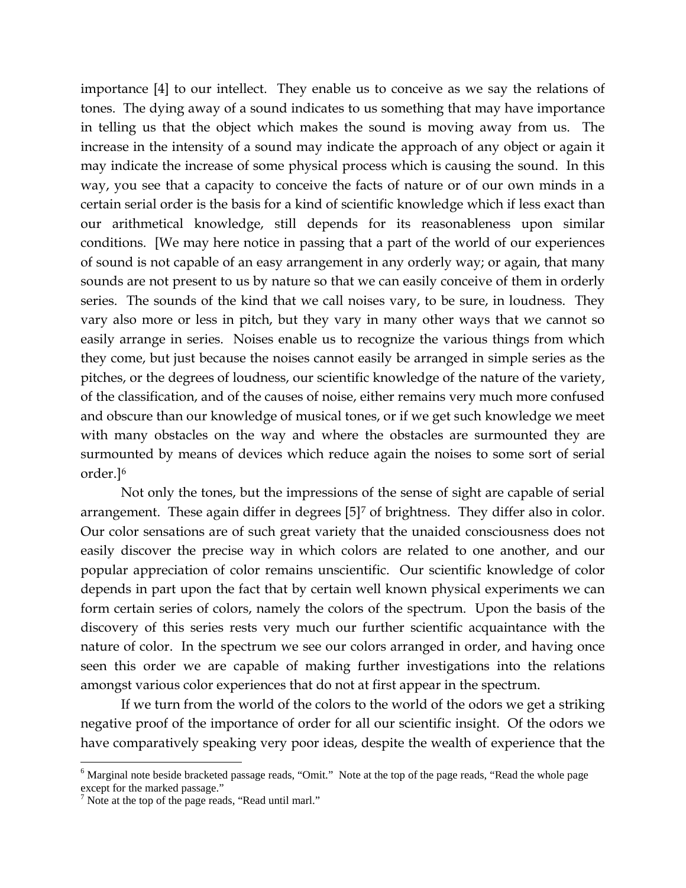importance [4] to our intellect. They enable us to conceive as we say the relations of tones. The dying away of a sound indicates to us something that may have importance in telling us that the object which makes the sound is moving away from us. The increase in the intensity of a sound may indicate the approach of any object or again it may indicate the increase of some physical process which is causing the sound. In this way, you see that a capacity to conceive the facts of nature or of our own minds in a certain serial order is the basis for a kind of scientific knowledge which if less exact than our arithmetical knowledge, still depends for its reasonableness upon similar conditions. [We may here notice in passing that a part of the world of our experiences of sound is not capable of an easy arrangement in any orderly way; or again, that many sounds are not present to us by nature so that we can easily conceive of them in orderly series. The sounds of the kind that we call noises vary, to be sure, in loudness. They vary also more or less in pitch, but they vary in many other ways that we cannot so easily arrange in series. Noises enable us to recognize the various things from which they come, but just because the noises cannot easily be arranged in simple series as the pitches, or the degrees of loudness, our scientific knowledge of the nature of the variety, of the classification, and of the causes of noise, either remains very much more confused and obscure than our knowledge of musical tones, or if we get such knowledge we meet with many obstacles on the way and where the obstacles are surmounted they are surmounted by means of devices which reduce again the noises to some sort of serial order.][6]

Not only the tones, but the impressions of the sense of sight are capable of serial arrangement. These again differ in degrees [5][7] of brightness. They differ also in color. Our color sensations are of such great variety that the unaided consciousness does not easily discover the precise way in which colors are related to one another, and our popular appreciation of color remains unscientific. Our scientific knowledge of color depends in part upon the fact that by certain well known physical experiments we can form certain series of colors, namely the colors of the spectrum. Upon the basis of the discovery of this series rests very much our further scientific acquaintance with the nature of color. In the spectrum we see our colors arranged in order, and having once seen this order we are capable of making further investigations into the relations amongst various color experiences that do not at first appear in the spectrum.

If we turn from the world of the colors to the world of the odors we get a striking negative proof of the importance of order for all our scientific insight. Of the odors we have comparatively speaking very poor ideas, despite the wealth of experience that the

---

[6] Marginal note beside bracketed passage reads, "Omit." Note at the top of the page reads, "Read the whole page except for the marked passage."

[7] Note at the top of the page reads, "Read until marl."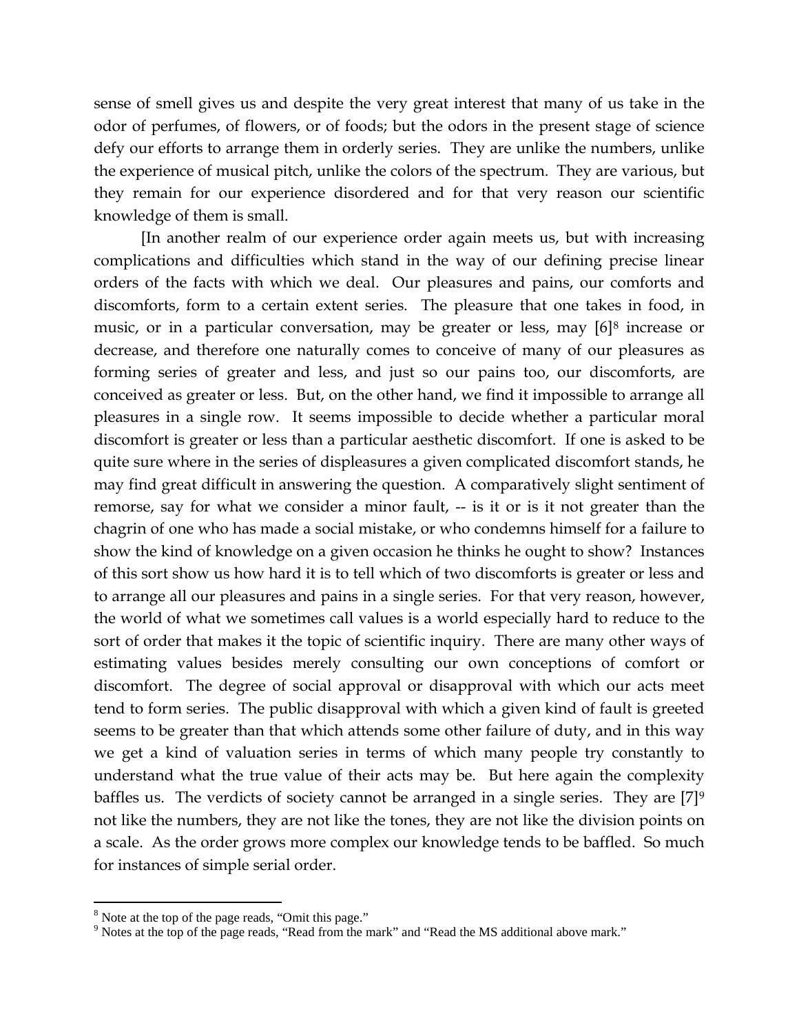sense of smell gives us and despite the very great interest that many of us take in the odor of perfumes, of flowers, or of foods; but the odors in the present stage of science defy our efforts to arrange them in orderly series. They are unlike the numbers, unlike the experience of musical pitch, unlike the colors of the spectrum. They are various, but they remain for our experience disordered and for that very reason our scientific knowledge of them is small.

[In another realm of our experience order again meets us, but with increasing complications and difficulties which stand in the way of our defining precise linear orders of the facts with which we deal. Our pleasures and pains, our comforts and discomforts, form to a certain extent series. The pleasure that one takes in food, in music, or in a particular conversation, may be greater or less, may [6][8] increase or decrease, and therefore one naturally comes to conceive of many of our pleasures as forming series of greater and less, and just so our pains too, our discomforts, are conceived as greater or less. But, on the other hand, we find it impossible to arrange all pleasures in a single row. It seems impossible to decide whether a particular moral discomfort is greater or less than a particular aesthetic discomfort. If one is asked to be quite sure where in the series of displeasures a given complicated discomfort stands, he may find great difficult in answering the question. A comparatively slight sentiment of remorse, say for what we consider a minor fault, -- is it or is it not greater than the chagrin of one who has made a social mistake, or who condemns himself for a failure to show the kind of knowledge on a given occasion he thinks he ought to show? Instances of this sort show us how hard it is to tell which of two discomforts is greater or less and to arrange all our pleasures and pains in a single series. For that very reason, however, the world of what we sometimes call values is a world especially hard to reduce to the sort of order that makes it the topic of scientific inquiry. There are many other ways of estimating values besides merely consulting our own conceptions of comfort or discomfort. The degree of social approval or disapproval with which our acts meet tend to form series. The public disapproval with which a given kind of fault is greeted seems to be greater than that which attends some other failure of duty, and in this way we get a kind of valuation series in terms of which many people try constantly to understand what the true value of their acts may be. But here again the complexity baffles us. The verdicts of society cannot be arranged in a single series. They are [7][9] not like the numbers, they are not like the tones, they are not like the division points on a scale. As the order grows more complex our knowledge tends to be baffled. So much for instances of simple serial order.

[8] Note at the top of the page reads, "Omit this page."

[9] Notes at the top of the page reads, "Read from the mark" and "Read the MS additional above mark."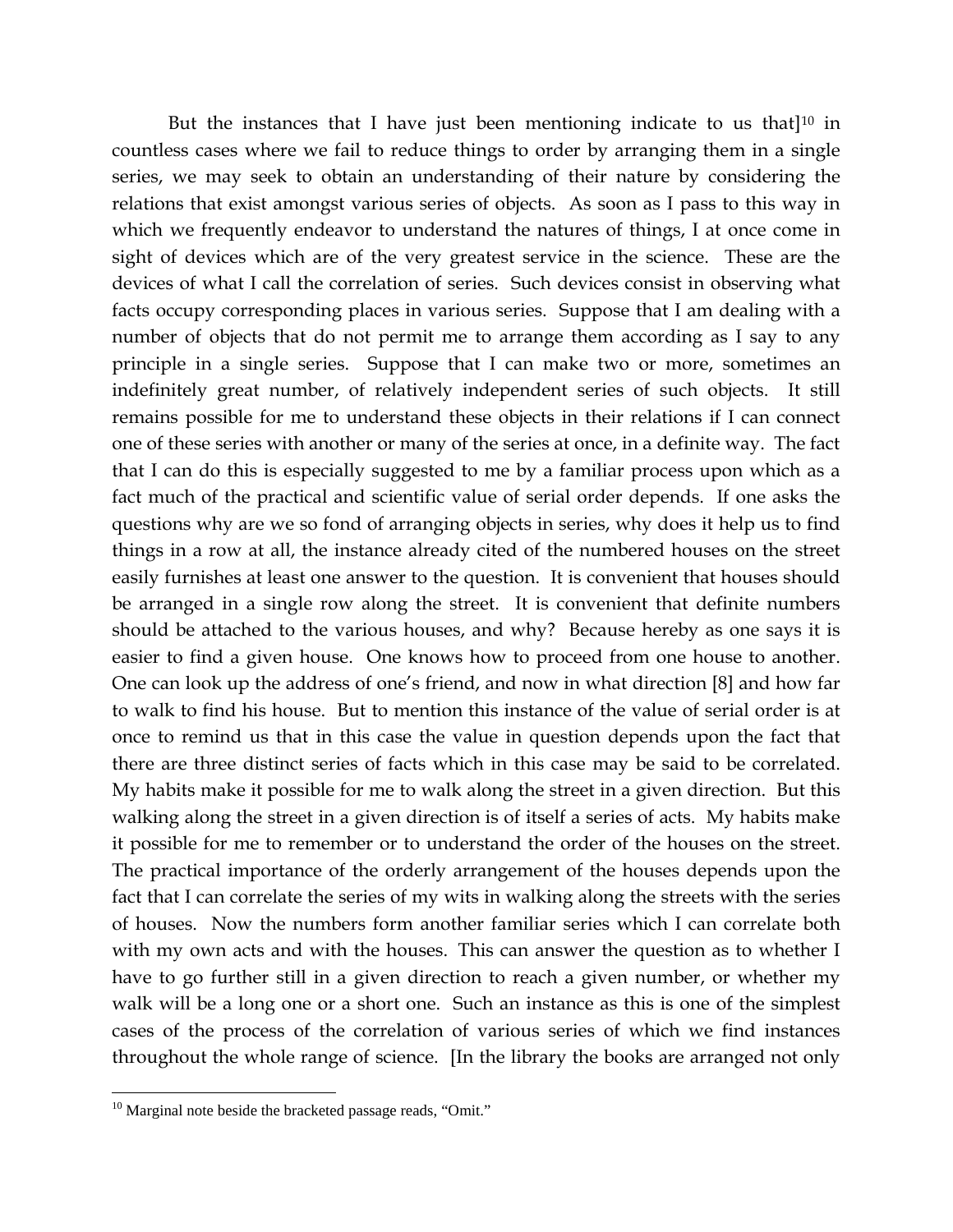But the instances that I have just been mentioning indicate to us that][10] in countless cases where we fail to reduce things to order by arranging them in a single series, we may seek to obtain an understanding of their nature by considering the relations that exist amongst various series of objects. As soon as I pass to this way in which we frequently endeavor to understand the natures of things, I at once come in sight of devices which are of the very greatest service in the science. These are the devices of what I call the correlation of series. Such devices consist in observing what facts occupy corresponding places in various series. Suppose that I am dealing with a number of objects that do not permit me to arrange them according as I say to any principle in a single series. Suppose that I can make two or more, sometimes an indefinitely great number, of relatively independent series of such objects. It still remains possible for me to understand these objects in their relations if I can connect one of these series with another or many of the series at once, in a definite way. The fact that I can do this is especially suggested to me by a familiar process upon which as a fact much of the practical and scientific value of serial order depends. If one asks the questions why are we so fond of arranging objects in series, why does it help us to find things in a row at all, the instance already cited of the numbered houses on the street easily furnishes at least one answer to the question. It is convenient that houses should be arranged in a single row along the street. It is convenient that definite numbers should be attached to the various houses, and why? Because hereby as one says it is easier to find a given house. One knows how to proceed from one house to another. One can look up the address of one's friend, and now in what direction [8] and how far to walk to find his house. But to mention this instance of the value of serial order is at once to remind us that in this case the value in question depends upon the fact that there are three distinct series of facts which in this case may be said to be correlated. My habits make it possible for me to walk along the street in a given direction. But this walking along the street in a given direction is of itself a series of acts. My habits make it possible for me to remember or to understand the order of the houses on the street. The practical importance of the orderly arrangement of the houses depends upon the fact that I can correlate the series of my wits in walking along the streets with the series of houses. Now the numbers form another familiar series which I can correlate both with my own acts and with the houses. This can answer the question as to whether I have to go further still in a given direction to reach a given number, or whether my walk will be a long one or a short one. Such an instance as this is one of the simplest cases of the process of the correlation of various series of which we find instances throughout the whole range of science. [In the library the books are arranged not only

[10] Marginal note beside the bracketed passage reads, "Omit."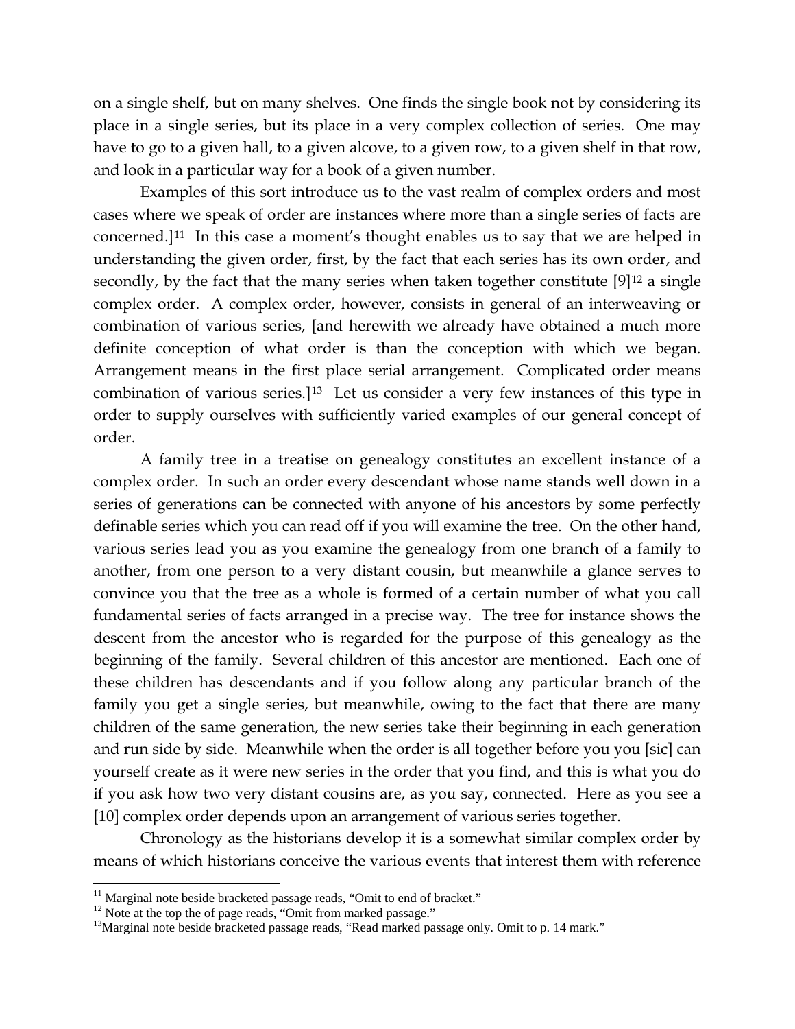on a single shelf, but on many shelves. One finds the single book not by considering its place in a single series, but its place in a very complex collection of series. One may have to go to a given hall, to a given alcove, to a given row, to a given shelf in that row, and look in a particular way for a book of a given number.

Examples of this sort introduce us to the vast realm of complex orders and most cases where we speak of order are instances where more than a single series of facts are concerned.][11] In this case a moment's thought enables us to say that we are helped in understanding the given order, first, by the fact that each series has its own order, and secondly, by the fact that the many series when taken together constitute [9][12] a single complex order. A complex order, however, consists in general of an interweaving or combination of various series, [and herewith we already have obtained a much more definite conception of what order is than the conception with which we began. Arrangement means in the first place serial arrangement. Complicated order means combination of various series.][13] Let us consider a very few instances of this type in order to supply ourselves with sufficiently varied examples of our general concept of order.

A family tree in a treatise on genealogy constitutes an excellent instance of a complex order. In such an order every descendant whose name stands well down in a series of generations can be connected with anyone of his ancestors by some perfectly definable series which you can read off if you will examine the tree. On the other hand, various series lead you as you examine the genealogy from one branch of a family to another, from one person to a very distant cousin, but meanwhile a glance serves to convince you that the tree as a whole is formed of a certain number of what you call fundamental series of facts arranged in a precise way. The tree for instance shows the descent from the ancestor who is regarded for the purpose of this genealogy as the beginning of the family. Several children of this ancestor are mentioned. Each one of these children has descendants and if you follow along any particular branch of the family you get a single series, but meanwhile, owing to the fact that there are many children of the same generation, the new series take their beginning in each generation and run side by side. Meanwhile when the order is all together before you you [sic] can yourself create as it were new series in the order that you find, and this is what you do if you ask how two very distant cousins are, as you say, connected. Here as you see a [10] complex order depends upon an arrangement of various series together.

Chronology as the historians develop it is a somewhat similar complex order by means of which historians conceive the various events that interest them with reference

---

[11] Marginal note beside bracketed passage reads, "Omit to end of bracket."

[12] Note at the top the of page reads, "Omit from marked passage."

[13] Marginal note beside bracketed passage reads, "Read marked passage only. Omit to p. 14 mark."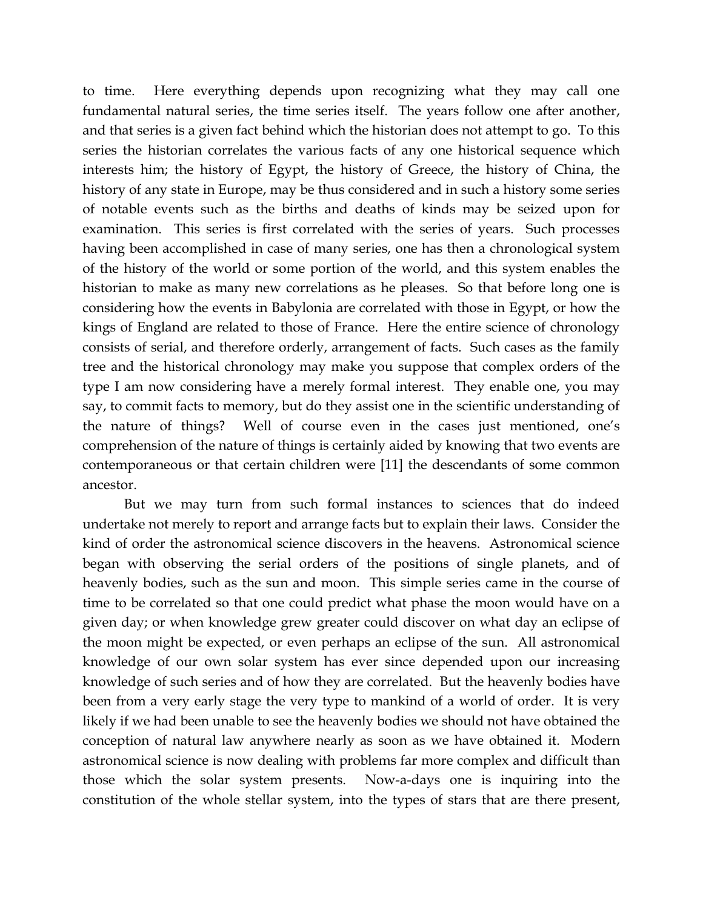to time. Here everything depends upon recognizing what they may call one fundamental natural series, the time series itself. The years follow one after another, and that series is a given fact behind which the historian does not attempt to go. To this series the historian correlates the various facts of any one historical sequence which interests him; the history of Egypt, the history of Greece, the history of China, the history of any state in Europe, may be thus considered and in such a history some series of notable events such as the births and deaths of kinds may be seized upon for examination. This series is first correlated with the series of years. Such processes having been accomplished in case of many series, one has then a chronological system of the history of the world or some portion of the world, and this system enables the historian to make as many new correlations as he pleases. So that before long one is considering how the events in Babylonia are correlated with those in Egypt, or how the kings of England are related to those of France. Here the entire science of chronology consists of serial, and therefore orderly, arrangement of facts. Such cases as the family tree and the historical chronology may make you suppose that complex orders of the type I am now considering have a merely formal interest. They enable one, you may say, to commit facts to memory, but do they assist one in the scientific understanding of the nature of things? Well of course even in the cases just mentioned, one's comprehension of the nature of things is certainly aided by knowing that two events are contemporaneous or that certain children were [11] the descendants of some common ancestor.

But we may turn from such formal instances to sciences that do indeed undertake not merely to report and arrange facts but to explain their laws. Consider the kind of order the astronomical science discovers in the heavens. Astronomical science began with observing the serial orders of the positions of single planets, and of heavenly bodies, such as the sun and moon. This simple series came in the course of time to be correlated so that one could predict what phase the moon would have on a given day; or when knowledge grew greater could discover on what day an eclipse of the moon might be expected, or even perhaps an eclipse of the sun. All astronomical knowledge of our own solar system has ever since depended upon our increasing knowledge of such series and of how they are correlated. But the heavenly bodies have been from a very early stage the very type to mankind of a world of order. It is very likely if we had been unable to see the heavenly bodies we should not have obtained the conception of natural law anywhere nearly as soon as we have obtained it. Modern astronomical science is now dealing with problems far more complex and difficult than those which the solar system presents. Now-a-days one is inquiring into the constitution of the whole stellar system, into the types of stars that are there present,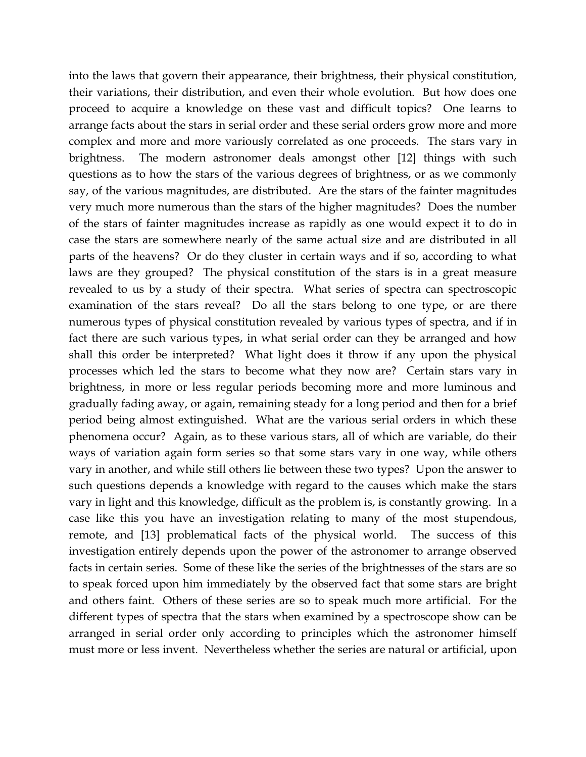into the laws that govern their appearance, their brightness, their physical constitution, their variations, their distribution, and even their whole evolution. But how does one proceed to acquire a knowledge on these vast and difficult topics? One learns to arrange facts about the stars in serial order and these serial orders grow more and more complex and more and more variously correlated as one proceeds. The stars vary in brightness. The modern astronomer deals amongst other [12] things with such questions as to how the stars of the various degrees of brightness, or as we commonly say, of the various magnitudes, are distributed. Are the stars of the fainter magnitudes very much more numerous than the stars of the higher magnitudes? Does the number of the stars of fainter magnitudes increase as rapidly as one would expect it to do in case the stars are somewhere nearly of the same actual size and are distributed in all parts of the heavens? Or do they cluster in certain ways and if so, according to what laws are they grouped? The physical constitution of the stars is in a great measure revealed to us by a study of their spectra. What series of spectra can spectroscopic examination of the stars reveal? Do all the stars belong to one type, or are there numerous types of physical constitution revealed by various types of spectra, and if in fact there are such various types, in what serial order can they be arranged and how shall this order be interpreted? What light does it throw if any upon the physical processes which led the stars to become what they now are? Certain stars vary in brightness, in more or less regular periods becoming more and more luminous and gradually fading away, or again, remaining steady for a long period and then for a brief period being almost extinguished. What are the various serial orders in which these phenomena occur? Again, as to these various stars, all of which are variable, do their ways of variation again form series so that some stars vary in one way, while others vary in another, and while still others lie between these two types? Upon the answer to such questions depends a knowledge with regard to the causes which make the stars vary in light and this knowledge, difficult as the problem is, is constantly growing. In a case like this you have an investigation relating to many of the most stupendous, remote, and [13] problematical facts of the physical world. The success of this investigation entirely depends upon the power of the astronomer to arrange observed facts in certain series. Some of these like the series of the brightnesses of the stars are so to speak forced upon him immediately by the observed fact that some stars are bright and others faint. Others of these series are so to speak much more artificial. For the different types of spectra that the stars when examined by a spectroscope show can be arranged in serial order only according to principles which the astronomer himself must more or less invent. Nevertheless whether the series are natural or artificial, upon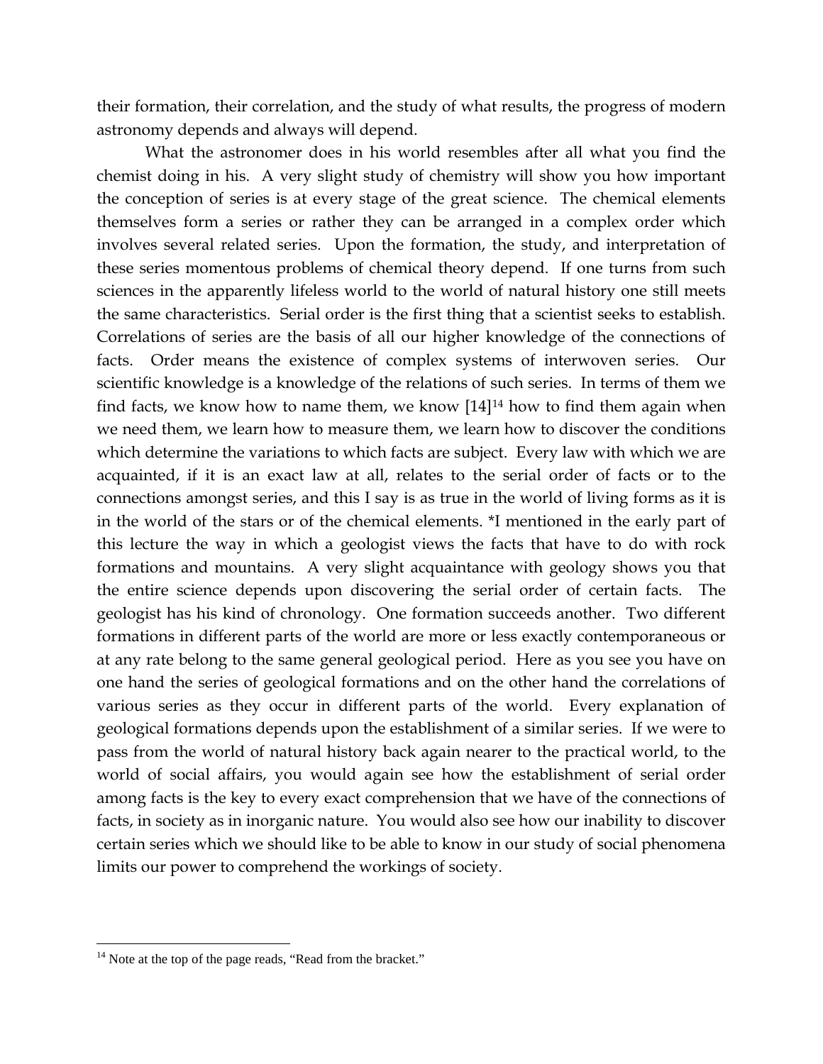their formation, their correlation, and the study of what results, the progress of modern astronomy depends and always will depend.

What the astronomer does in his world resembles after all what you find the chemist doing in his. A very slight study of chemistry will show you how important the conception of series is at every stage of the great science. The chemical elements themselves form a series or rather they can be arranged in a complex order which involves several related series. Upon the formation, the study, and interpretation of these series momentous problems of chemical theory depend. If one turns from such sciences in the apparently lifeless world to the world of natural history one still meets the same characteristics. Serial order is the first thing that a scientist seeks to establish. Correlations of series are the basis of all our higher knowledge of the connections of facts. Order means the existence of complex systems of interwoven series. Our scientific knowledge is a knowledge of the relations of such series. In terms of them we find facts, we know how to name them, we know [14][14] how to find them again when we need them, we learn how to measure them, we learn how to discover the conditions which determine the variations to which facts are subject. Every law with which we are acquainted, if it is an exact law at all, relates to the serial order of facts or to the connections amongst series, and this I say is as true in the world of living forms as it is in the world of the stars or of the chemical elements. *I mentioned in the early part of this lecture the way in which a geologist views the facts that have to do with rock formations and mountains. A very slight acquaintance with geology shows you that the entire science depends upon discovering the serial order of certain facts. The geologist has his kind of chronology. One formation succeeds another. Two different formations in different parts of the world are more or less exactly contemporaneous or at any rate belong to the same general geological period. Here as you see you have on one hand the series of geological formations and on the other hand the correlations of various series as they occur in different parts of the world. Every explanation of geological formations depends upon the establishment of a similar series. If we were to pass from the world of natural history back again nearer to the practical world, to the world of social affairs, you would again see how the establishment of serial order among facts is the key to every exact comprehension that we have of the connections of facts, in society as in inorganic nature. You would also see how our inability to discover certain series which we should like to be able to know in our study of social phenomena limits our power to comprehend the workings of society.

[14] Note at the top of the page reads, "Read from the bracket."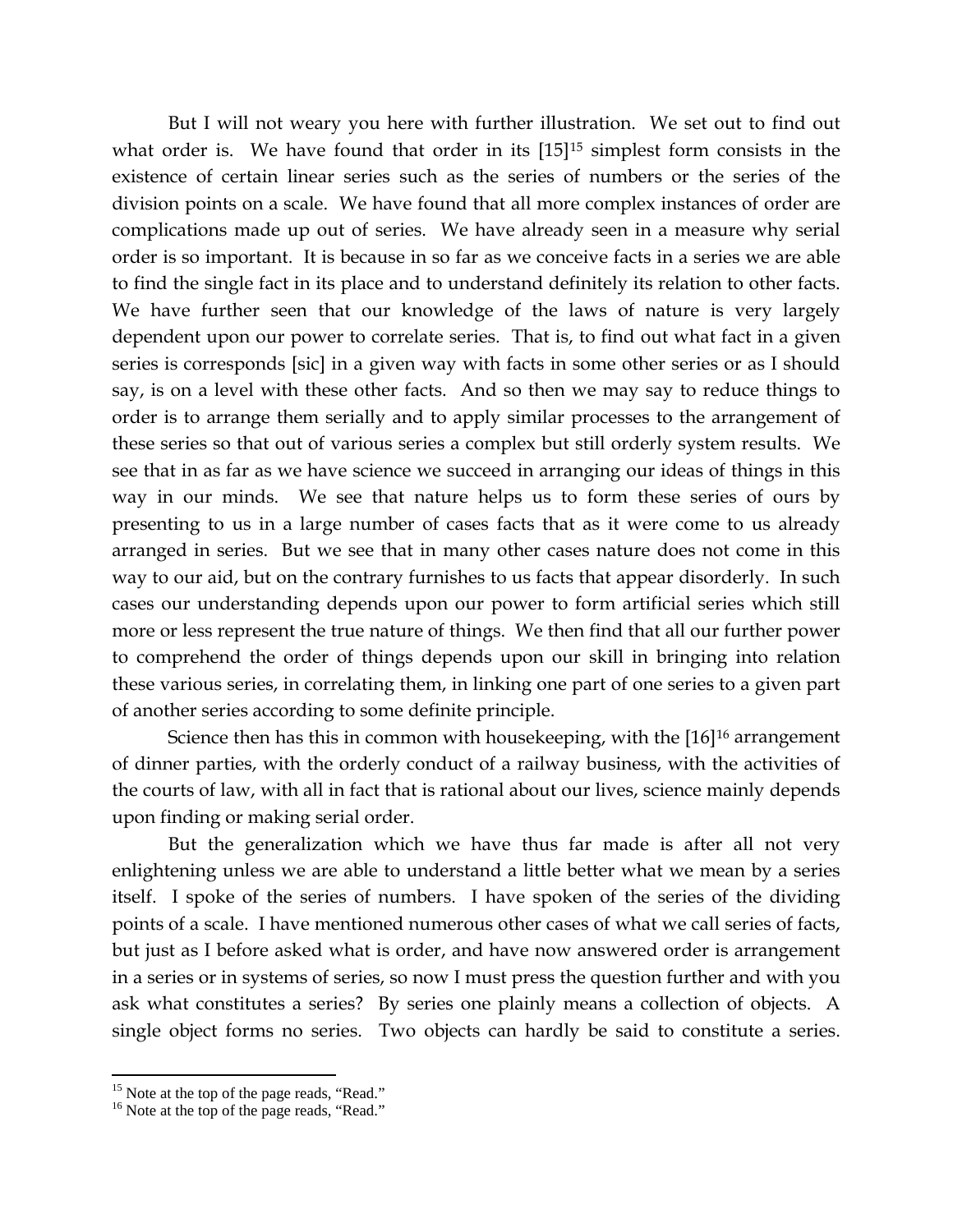But I will not weary you here with further illustration. We set out to find out what order is. We have found that order in its [15][15] simplest form consists in the existence of certain linear series such as the series of numbers or the series of the division points on a scale. We have found that all more complex instances of order are complications made up out of series. We have already seen in a measure why serial order is so important. It is because in so far as we conceive facts in a series we are able to find the single fact in its place and to understand definitely its relation to other facts. We have further seen that our knowledge of the laws of nature is very largely dependent upon our power to correlate series. That is, to find out what fact in a given series is corresponds [sic] in a given way with facts in some other series or as I should say, is on a level with these other facts. And so then we may say to reduce things to order is to arrange them serially and to apply similar processes to the arrangement of these series so that out of various series a complex but still orderly system results. We see that in as far as we have science we succeed in arranging our ideas of things in this way in our minds. We see that nature helps us to form these series of ours by presenting to us in a large number of cases facts that as it were come to us already arranged in series. But we see that in many other cases nature does not come in this way to our aid, but on the contrary furnishes to us facts that appear disorderly. In such cases our understanding depends upon our power to form artificial series which still more or less represent the true nature of things. We then find that all our further power to comprehend the order of things depends upon our skill in bringing into relation these various series, in correlating them, in linking one part of one series to a given part of another series according to some definite principle.

Science then has this in common with housekeeping, with the [16][16] arrangement of dinner parties, with the orderly conduct of a railway business, with the activities of the courts of law, with all in fact that is rational about our lives, science mainly depends upon finding or making serial order.

But the generalization which we have thus far made is after all not very enlightening unless we are able to understand a little better what we mean by a series itself. I spoke of the series of numbers. I have spoken of the series of the dividing points of a scale. I have mentioned numerous other cases of what we call series of facts, but just as I before asked what is order, and have now answered order is arrangement in a series or in systems of series, so now I must press the question further and with you ask what constitutes a series? By series one plainly means a collection of objects. A single object forms no series. Two objects can hardly be said to constitute a series.

[15] Note at the top of the page reads, "Read."

[16] Note at the top of the page reads, "Read."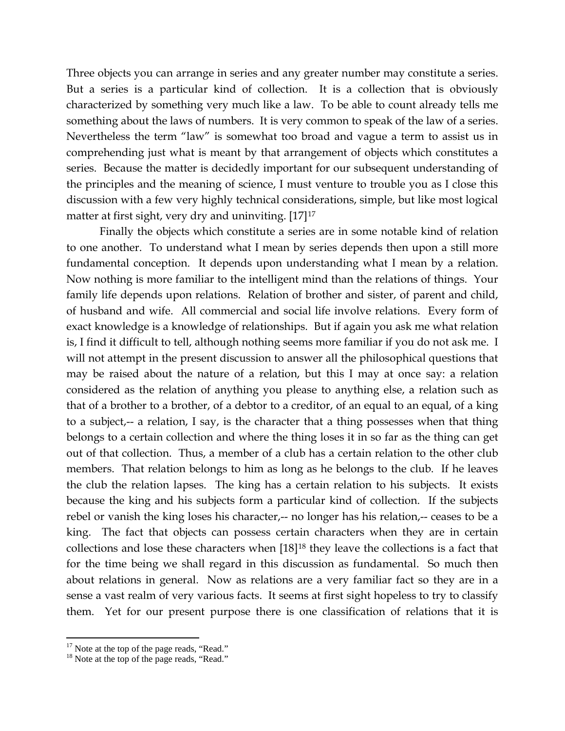Three objects you can arrange in series and any greater number may constitute a series. But a series is a particular kind of collection. It is a collection that is obviously characterized by something very much like a law. To be able to count already tells me something about the laws of numbers. It is very common to speak of the law of a series. Nevertheless the term "law" is somewhat too broad and vague a term to assist us in comprehending just what is meant by that arrangement of objects which constitutes a series. Because the matter is decidedly important for our subsequent understanding of the principles and the meaning of science, I must venture to trouble you as I close this discussion with a few very highly technical considerations, simple, but like most logical matter at first sight, very dry and uninviting. [17][17]

Finally the objects which constitute a series are in some notable kind of relation to one another. To understand what I mean by series depends then upon a still more fundamental conception. It depends upon understanding what I mean by a relation. Now nothing is more familiar to the intelligent mind than the relations of things. Your family life depends upon relations. Relation of brother and sister, of parent and child, of husband and wife. All commercial and social life involve relations. Every form of exact knowledge is a knowledge of relationships. But if again you ask me what relation is, I find it difficult to tell, although nothing seems more familiar if you do not ask me. I will not attempt in the present discussion to answer all the philosophical questions that may be raised about the nature of a relation, but this I may at once say: a relation considered as the relation of anything you please to anything else, a relation such as that of a brother to a brother, of a debtor to a creditor, of an equal to an equal, of a king to a subject,-- a relation, I say, is the character that a thing possesses when that thing belongs to a certain collection and where the thing loses it in so far as the thing can get out of that collection. Thus, a member of a club has a certain relation to the other club members. That relation belongs to him as long as he belongs to the club. If he leaves the club the relation lapses. The king has a certain relation to his subjects. It exists because the king and his subjects form a particular kind of collection. If the subjects rebel or vanish the king loses his character,-- no longer has his relation,-- ceases to be a king. The fact that objects can possess certain characters when they are in certain collections and lose these characters when [18][18] they leave the collections is a fact that for the time being we shall regard in this discussion as fundamental. So much then about relations in general. Now as relations are a very familiar fact so they are in a sense a vast realm of very various facts. It seems at first sight hopeless to try to classify them. Yet for our present purpose there is one classification of relations that it is

[17] Note at the top of the page reads, "Read."

[18] Note at the top of the page reads, "Read."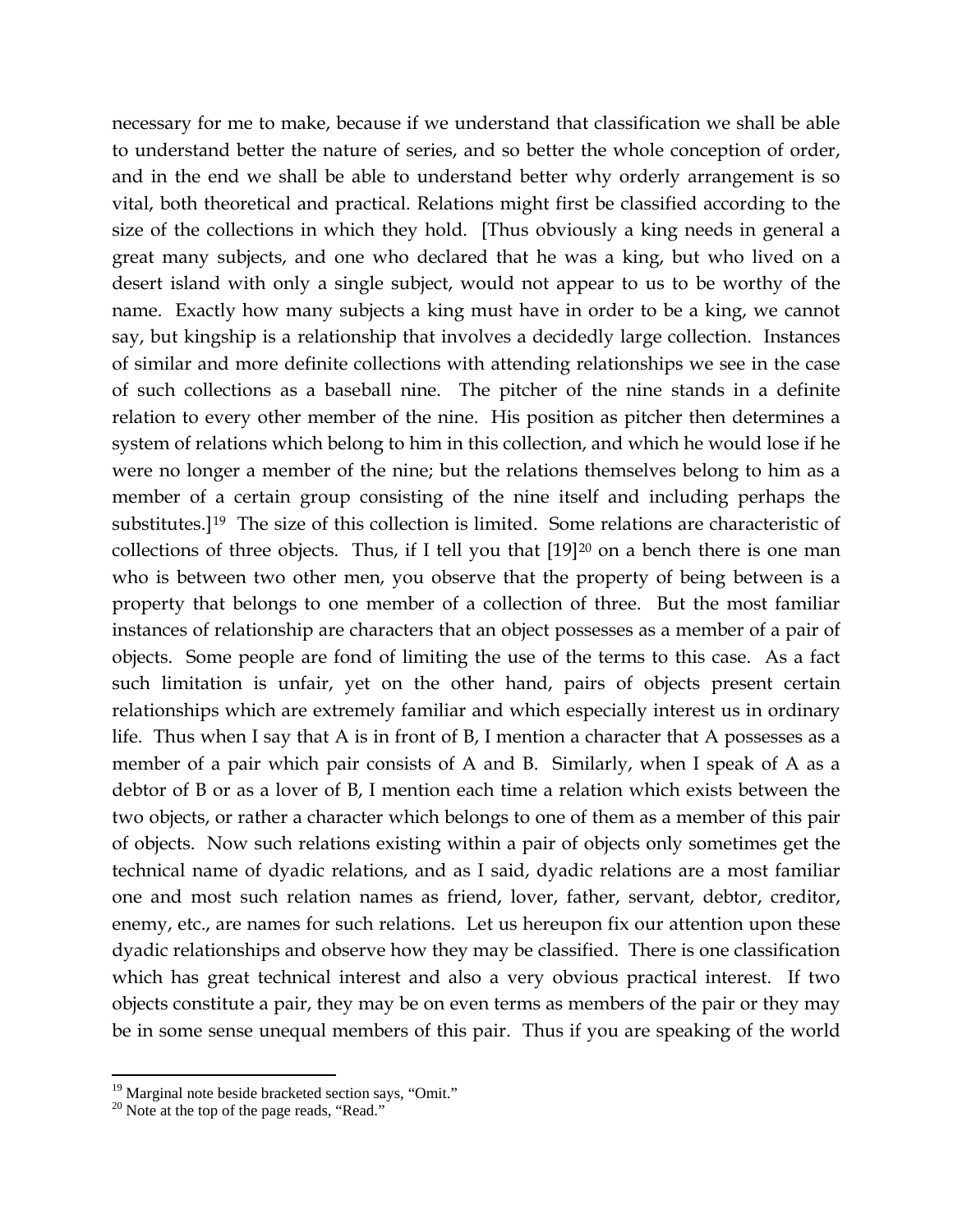necessary for me to make, because if we understand that classification we shall be able to understand better the nature of series, and so better the whole conception of order, and in the end we shall be able to understand better why orderly arrangement is so vital, both theoretical and practical. Relations might first be classified according to the size of the collections in which they hold. [Thus obviously a king needs in general a great many subjects, and one who declared that he was a king, but who lived on a desert island with only a single subject, would not appear to us to be worthy of the name. Exactly how many subjects a king must have in order to be a king, we cannot say, but kingship is a relationship that involves a decidedly large collection. Instances of similar and more definite collections with attending relationships we see in the case of such collections as a baseball nine. The pitcher of the nine stands in a definite relation to every other member of the nine. His position as pitcher then determines a system of relations which belong to him in this collection, and which he would lose if he were no longer a member of the nine; but the relations themselves belong to him as a member of a certain group consisting of the nine itself and including perhaps the substitutes.][19] The size of this collection is limited. Some relations are characteristic of collections of three objects. Thus, if I tell you that [19][20] on a bench there is one man who is between two other men, you observe that the property of being between is a property that belongs to one member of a collection of three. But the most familiar instances of relationship are characters that an object possesses as a member of a pair of objects. Some people are fond of limiting the use of the terms to this case. As a fact such limitation is unfair, yet on the other hand, pairs of objects present certain relationships which are extremely familiar and which especially interest us in ordinary life. Thus when I say that A is in front of B, I mention a character that A possesses as a member of a pair which pair consists of A and B. Similarly, when I speak of A as a debtor of B or as a lover of B, I mention each time a relation which exists between the two objects, or rather a character which belongs to one of them as a member of this pair of objects. Now such relations existing within a pair of objects only sometimes get the technical name of dyadic relations, and as I said, dyadic relations are a most familiar one and most such relation names as friend, lover, father, servant, debtor, creditor, enemy, etc., are names for such relations. Let us hereupon fix our attention upon these dyadic relationships and observe how they may be classified. There is one classification which has great technical interest and also a very obvious practical interest. If two objects constitute a pair, they may be on even terms as members of the pair or they may be in some sense unequal members of this pair. Thus if you are speaking of the world

[19] Marginal note beside bracketed section says, "Omit."

[20] Note at the top of the page reads, "Read."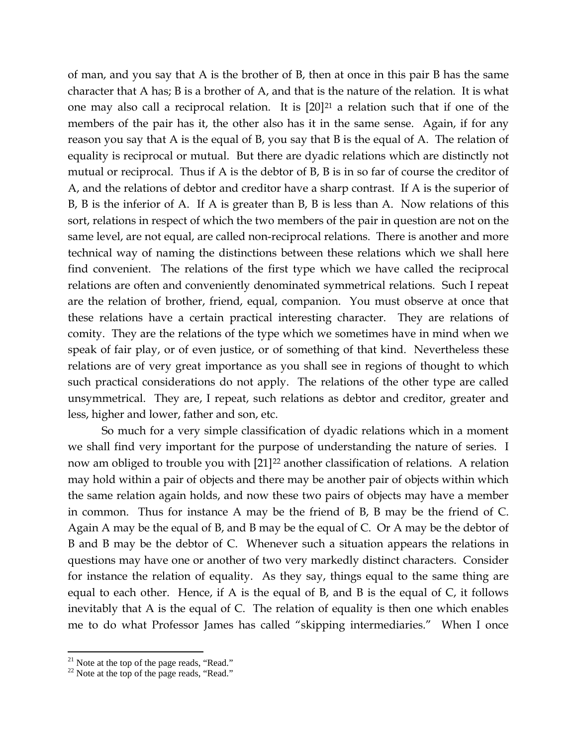of man, and you say that A is the brother of B, then at once in this pair B has the same character that A has; B is a brother of A, and that is the nature of the relation. It is what one may also call a reciprocal relation. It is [20][21] a relation such that if one of the members of the pair has it, the other also has it in the same sense. Again, if for any reason you say that A is the equal of B, you say that B is the equal of A. The relation of equality is reciprocal or mutual. But there are dyadic relations which are distinctly not mutual or reciprocal. Thus if A is the debtor of B, B is in so far of course the creditor of A, and the relations of debtor and creditor have a sharp contrast. If A is the superior of B, B is the inferior of A. If A is greater than B, B is less than A. Now relations of this sort, relations in respect of which the two members of the pair in question are not on the same level, are not equal, are called non-reciprocal relations. There is another and more technical way of naming the distinctions between these relations which we shall here find convenient. The relations of the first type which we have called the reciprocal relations are often and conveniently denominated symmetrical relations. Such I repeat are the relation of brother, friend, equal, companion. You must observe at once that these relations have a certain practical interesting character. They are relations of comity. They are the relations of the type which we sometimes have in mind when we speak of fair play, or of even justice, or of something of that kind. Nevertheless these relations are of very great importance as you shall see in regions of thought to which such practical considerations do not apply. The relations of the other type are called unsymmetrical. They are, I repeat, such relations as debtor and creditor, greater and less, higher and lower, father and son, etc.

So much for a very simple classification of dyadic relations which in a moment we shall find very important for the purpose of understanding the nature of series. I now am obliged to trouble you with [21][22] another classification of relations. A relation may hold within a pair of objects and there may be another pair of objects within which the same relation again holds, and now these two pairs of objects may have a member in common. Thus for instance A may be the friend of B, B may be the friend of C. Again A may be the equal of B, and B may be the equal of C. Or A may be the debtor of B and B may be the debtor of C. Whenever such a situation appears the relations in questions may have one or another of two very markedly distinct characters. Consider for instance the relation of equality. As they say, things equal to the same thing are equal to each other. Hence, if A is the equal of B, and B is the equal of C, it follows inevitably that A is the equal of C. The relation of equality is then one which enables me to do what Professor James has called "skipping intermediaries." When I once

[21] Note at the top of the page reads, "Read."

[22] Note at the top of the page reads, "Read."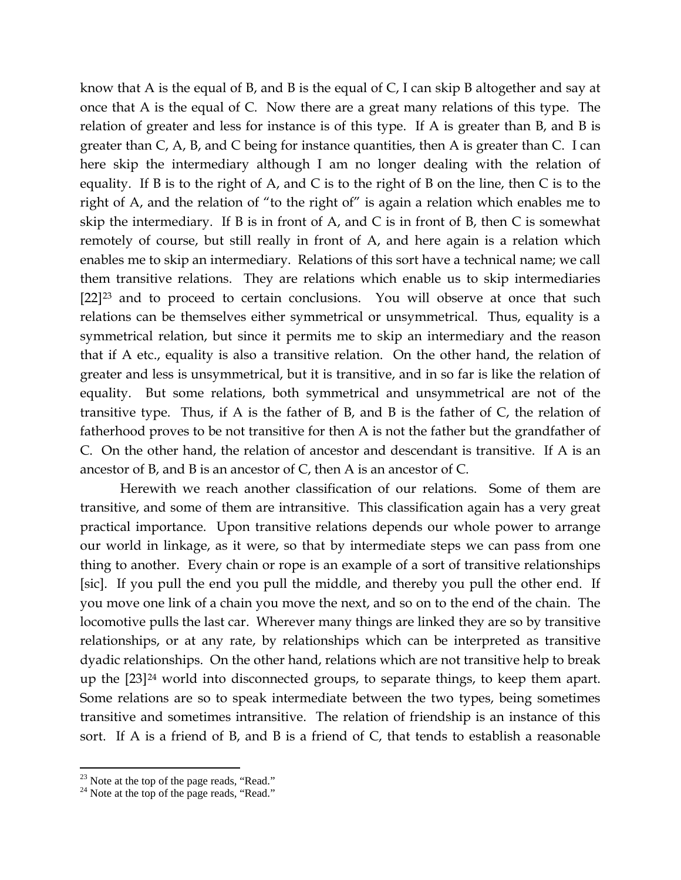know that A is the equal of B, and B is the equal of C, I can skip B altogether and say at once that A is the equal of C. Now there are a great many relations of this type. The relation of greater and less for instance is of this type. If A is greater than B, and B is greater than C, A, B, and C being for instance quantities, then A is greater than C. I can here skip the intermediary although I am no longer dealing with the relation of equality. If B is to the right of A, and C is to the right of B on the line, then C is to the right of A, and the relation of "to the right of" is again a relation which enables me to skip the intermediary. If B is in front of A, and C is in front of B, then C is somewhat remotely of course, but still really in front of A, and here again is a relation which enables me to skip an intermediary. Relations of this sort have a technical name; we call them transitive relations. They are relations which enable us to skip intermediaries [22][23] and to proceed to certain conclusions. You will observe at once that such relations can be themselves either symmetrical or unsymmetrical. Thus, equality is a symmetrical relation, but since it permits me to skip an intermediary and the reason that if A etc., equality is also a transitive relation. On the other hand, the relation of greater and less is unsymmetrical, but it is transitive, and in so far is like the relation of equality. But some relations, both symmetrical and unsymmetrical are not of the transitive type. Thus, if A is the father of B, and B is the father of C, the relation of fatherhood proves to be not transitive for then A is not the father but the grandfather of C. On the other hand, the relation of ancestor and descendant is transitive. If A is an ancestor of B, and B is an ancestor of C, then A is an ancestor of C.

Herewith we reach another classification of our relations. Some of them are transitive, and some of them are intransitive. This classification again has a very great practical importance. Upon transitive relations depends our whole power to arrange our world in linkage, as it were, so that by intermediate steps we can pass from one thing to another. Every chain or rope is an example of a sort of transitive relationships [sic]. If you pull the end you pull the middle, and thereby you pull the other end. If you move one link of a chain you move the next, and so on to the end of the chain. The locomotive pulls the last car. Wherever many things are linked they are so by transitive relationships, or at any rate, by relationships which can be interpreted as transitive dyadic relationships. On the other hand, relations which are not transitive help to break up the [23][24] world into disconnected groups, to separate things, to keep them apart. Some relations are so to speak intermediate between the two types, being sometimes transitive and sometimes intransitive. The relation of friendship is an instance of this sort. If A is a friend of B, and B is a friend of C, that tends to establish a reasonable

[23] Note at the top of the page reads, "Read."

[24] Note at the top of the page reads, "Read."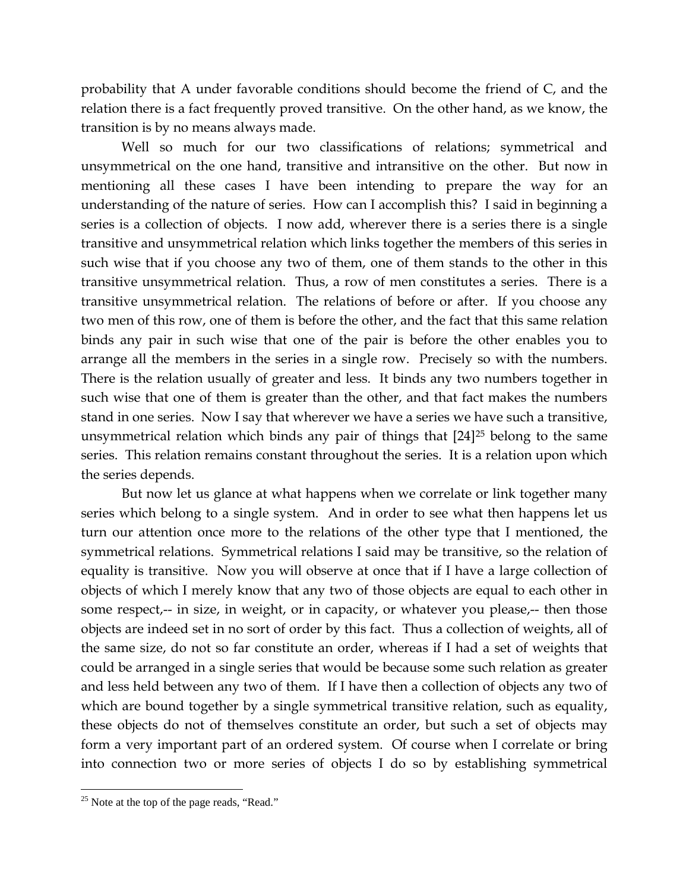probability that A under favorable conditions should become the friend of C, and the relation there is a fact frequently proved transitive. On the other hand, as we know, the transition is by no means always made.

Well so much for our two classifications of relations; symmetrical and unsymmetrical on the one hand, transitive and intransitive on the other. But now in mentioning all these cases I have been intending to prepare the way for an understanding of the nature of series. How can I accomplish this? I said in beginning a series is a collection of objects. I now add, wherever there is a series there is a single transitive and unsymmetrical relation which links together the members of this series in such wise that if you choose any two of them, one of them stands to the other in this transitive unsymmetrical relation. Thus, a row of men constitutes a series. There is a transitive unsymmetrical relation. The relations of before or after. If you choose any two men of this row, one of them is before the other, and the fact that this same relation binds any pair in such wise that one of the pair is before the other enables you to arrange all the members in the series in a single row. Precisely so with the numbers. There is the relation usually of greater and less. It binds any two numbers together in such wise that one of them is greater than the other, and that fact makes the numbers stand in one series. Now I say that wherever we have a series we have such a transitive, unsymmetrical relation which binds any pair of things that [24][25] belong to the same series. This relation remains constant throughout the series. It is a relation upon which the series depends.

But now let us glance at what happens when we correlate or link together many series which belong to a single system. And in order to see what then happens let us turn our attention once more to the relations of the other type that I mentioned, the symmetrical relations. Symmetrical relations I said may be transitive, so the relation of equality is transitive. Now you will observe at once that if I have a large collection of objects of which I merely know that any two of those objects are equal to each other in some respect,-- in size, in weight, or in capacity, or whatever you please,-- then those objects are indeed set in no sort of order by this fact. Thus a collection of weights, all of the same size, do not so far constitute an order, whereas if I had a set of weights that could be arranged in a single series that would be because some such relation as greater and less held between any two of them. If I have then a collection of objects any two of which are bound together by a single symmetrical transitive relation, such as equality, these objects do not of themselves constitute an order, but such a set of objects may form a very important part of an ordered system. Of course when I correlate or bring into connection two or more series of objects I do so by establishing symmetrical

---

[25] Note at the top of the page reads, "Read."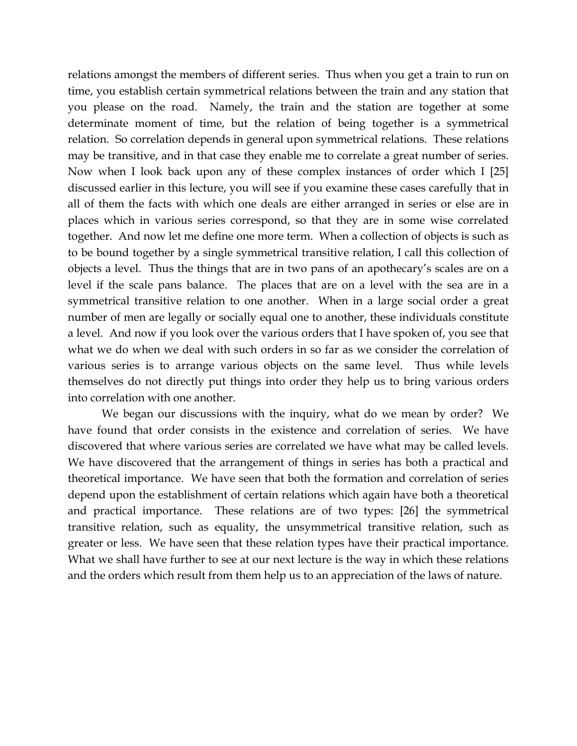relations amongst the members of different series. Thus when you get a train to run on time, you establish certain symmetrical relations between the train and any station that you please on the road. Namely, the train and the station are together at some determinate moment of time, but the relation of being together is a symmetrical relation. So correlation depends in general upon symmetrical relations. These relations may be transitive, and in that case they enable me to correlate a great number of series. Now when I look back upon any of these complex instances of order which I [25] discussed earlier in this lecture, you will see if you examine these cases carefully that in all of them the facts with which one deals are either arranged in series or else are in places which in various series correspond, so that they are in some wise correlated together. And now let me define one more term. When a collection of objects is such as to be bound together by a single symmetrical transitive relation, I call this collection of objects a level. Thus the things that are in two pans of an apothecary's scales are on a level if the scale pans balance. The places that are on a level with the sea are in a symmetrical transitive relation to one another. When in a large social order a great number of men are legally or socially equal one to another, these individuals constitute a level. And now if you look over the various orders that I have spoken of, you see that what we do when we deal with such orders in so far as we consider the correlation of various series is to arrange various objects on the same level. Thus while levels themselves do not directly put things into order they help us to bring various orders into correlation with one another.

We began our discussions with the inquiry, what do we mean by order? We have found that order consists in the existence and correlation of series. We have discovered that where various series are correlated we have what may be called levels. We have discovered that the arrangement of things in series has both a practical and theoretical importance. We have seen that both the formation and correlation of series depend upon the establishment of certain relations which again have both a theoretical and practical importance. These relations are of two types: [26] the symmetrical transitive relation, such as equality, the unsymmetrical transitive relation, such as greater or less. We have seen that these relation types have their practical importance. What we shall have further to see at our next lecture is the way in which these relations and the orders which result from them help us to an appreciation of the laws of nature.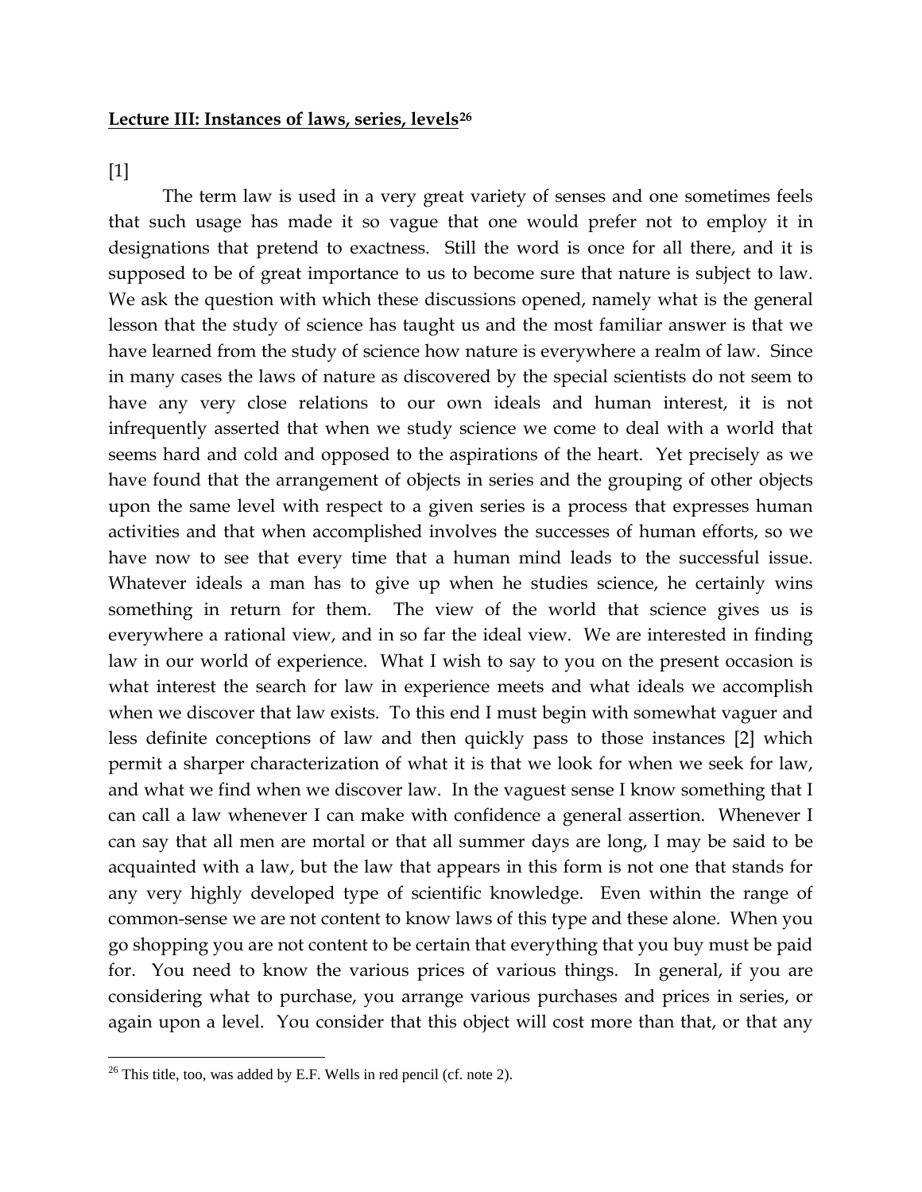**Lecture III: Instances of laws, series, levels**[26]

[1]

The term law is used in a very great variety of senses and one sometimes feels that such usage has made it so vague that one would prefer not to employ it in designations that pretend to exactness. Still the word is once for all there, and it is supposed to be of great importance to us to become sure that nature is subject to law. We ask the question with which these discussions opened, namely what is the general lesson that the study of science has taught us and the most familiar answer is that we have learned from the study of science how nature is everywhere a realm of law. Since in many cases the laws of nature as discovered by the special scientists do not seem to have any very close relations to our own ideals and human interest, it is not infrequently asserted that when we study science we come to deal with a world that seems hard and cold and opposed to the aspirations of the heart. Yet precisely as we have found that the arrangement of objects in series and the grouping of other objects upon the same level with respect to a given series is a process that expresses human activities and that when accomplished involves the successes of human efforts, so we have now to see that every time that a human mind leads to the successful issue. Whatever ideals a man has to give up when he studies science, he certainly wins something in return for them. The view of the world that science gives us is everywhere a rational view, and in so far the ideal view. We are interested in finding law in our world of experience. What I wish to say to you on the present occasion is what interest the search for law in experience meets and what ideals we accomplish when we discover that law exists. To this end I must begin with somewhat vaguer and less definite conceptions of law and then quickly pass to those instances [2] which permit a sharper characterization of what it is that we look for when we seek for law, and what we find when we discover law. In the vaguest sense I know something that I can call a law whenever I can make with confidence a general assertion. Whenever I can say that all men are mortal or that all summer days are long, I may be said to be acquainted with a law, but the law that appears in this form is not one that stands for any very highly developed type of scientific knowledge. Even within the range of common-sense we are not content to know laws of this type and these alone. When you go shopping you are not content to be certain that everything that you buy must be paid for. You need to know the various prices of various things. In general, if you are considering what to purchase, you arrange various purchases and prices in series, or again upon a level. You consider that this object will cost more than that, or that any

[26] This title, too, was added by E.F. Wells in red pencil (cf. note 2).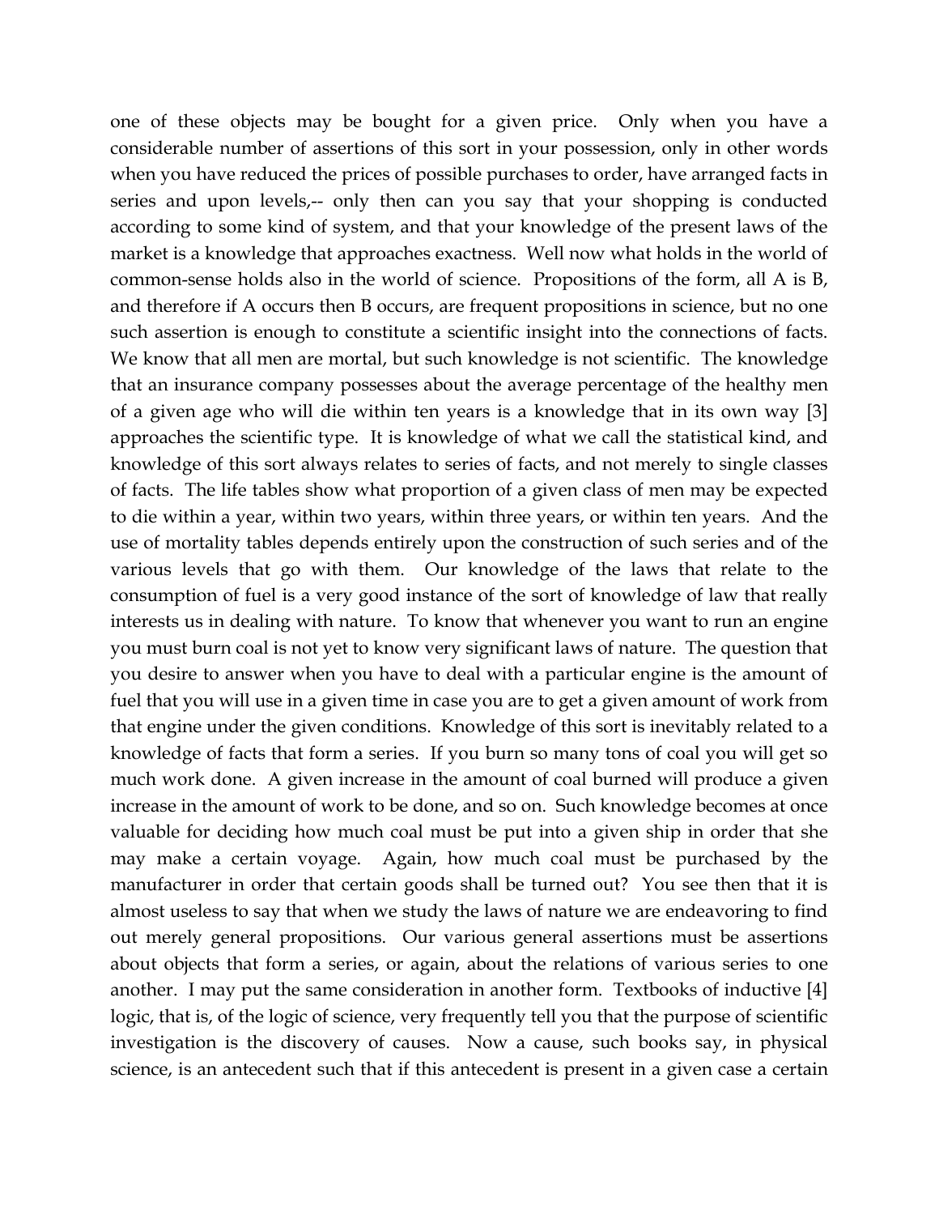one of these objects may be bought for a given price. Only when you have a considerable number of assertions of this sort in your possession, only in other words when you have reduced the prices of possible purchases to order, have arranged facts in series and upon levels,-- only then can you say that your shopping is conducted according to some kind of system, and that your knowledge of the present laws of the market is a knowledge that approaches exactness. Well now what holds in the world of common-sense holds also in the world of science. Propositions of the form, all A is B, and therefore if A occurs then B occurs, are frequent propositions in science, but no one such assertion is enough to constitute a scientific insight into the connections of facts. We know that all men are mortal, but such knowledge is not scientific. The knowledge that an insurance company possesses about the average percentage of the healthy men of a given age who will die within ten years is a knowledge that in its own way [3] approaches the scientific type. It is knowledge of what we call the statistical kind, and knowledge of this sort always relates to series of facts, and not merely to single classes of facts. The life tables show what proportion of a given class of men may be expected to die within a year, within two years, within three years, or within ten years. And the use of mortality tables depends entirely upon the construction of such series and of the various levels that go with them. Our knowledge of the laws that relate to the consumption of fuel is a very good instance of the sort of knowledge of law that really interests us in dealing with nature. To know that whenever you want to run an engine you must burn coal is not yet to know very significant laws of nature. The question that you desire to answer when you have to deal with a particular engine is the amount of fuel that you will use in a given time in case you are to get a given amount of work from that engine under the given conditions. Knowledge of this sort is inevitably related to a knowledge of facts that form a series. If you burn so many tons of coal you will get so much work done. A given increase in the amount of coal burned will produce a given increase in the amount of work to be done, and so on. Such knowledge becomes at once valuable for deciding how much coal must be put into a given ship in order that she may make a certain voyage. Again, how much coal must be purchased by the manufacturer in order that certain goods shall be turned out? You see then that it is almost useless to say that when we study the laws of nature we are endeavoring to find out merely general propositions. Our various general assertions must be assertions about objects that form a series, or again, about the relations of various series to one another. I may put the same consideration in another form. Textbooks of inductive [4] logic, that is, of the logic of science, very frequently tell you that the purpose of scientific investigation is the discovery of causes. Now a cause, such books say, in physical science, is an antecedent such that if this antecedent is present in a given case a certain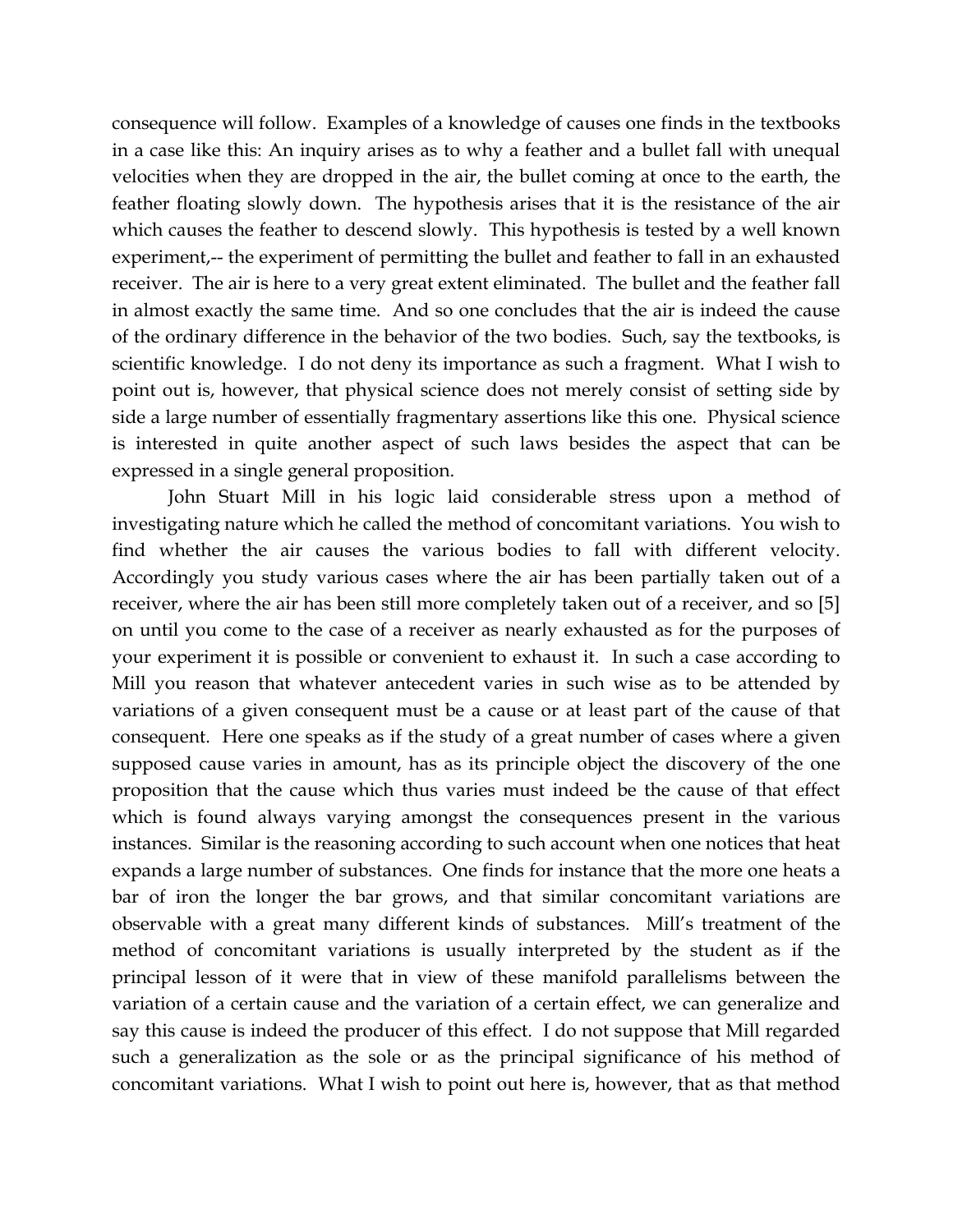consequence will follow. Examples of a knowledge of causes one finds in the textbooks in a case like this: An inquiry arises as to why a feather and a bullet fall with unequal velocities when they are dropped in the air, the bullet coming at once to the earth, the feather floating slowly down. The hypothesis arises that it is the resistance of the air which causes the feather to descend slowly. This hypothesis is tested by a well known experiment,-- the experiment of permitting the bullet and feather to fall in an exhausted receiver. The air is here to a very great extent eliminated. The bullet and the feather fall in almost exactly the same time. And so one concludes that the air is indeed the cause of the ordinary difference in the behavior of the two bodies. Such, say the textbooks, is scientific knowledge. I do not deny its importance as such a fragment. What I wish to point out is, however, that physical science does not merely consist of setting side by side a large number of essentially fragmentary assertions like this one. Physical science is interested in quite another aspect of such laws besides the aspect that can be expressed in a single general proposition.

John Stuart Mill in his logic laid considerable stress upon a method of investigating nature which he called the method of concomitant variations. You wish to find whether the air causes the various bodies to fall with different velocity. Accordingly you study various cases where the air has been partially taken out of a receiver, where the air has been still more completely taken out of a receiver, and so [5] on until you come to the case of a receiver as nearly exhausted as for the purposes of your experiment it is possible or convenient to exhaust it. In such a case according to Mill you reason that whatever antecedent varies in such wise as to be attended by variations of a given consequent must be a cause or at least part of the cause of that consequent. Here one speaks as if the study of a great number of cases where a given supposed cause varies in amount, has as its principle object the discovery of the one proposition that the cause which thus varies must indeed be the cause of that effect which is found always varying amongst the consequences present in the various instances. Similar is the reasoning according to such account when one notices that heat expands a large number of substances. One finds for instance that the more one heats a bar of iron the longer the bar grows, and that similar concomitant variations are observable with a great many different kinds of substances. Mill's treatment of the method of concomitant variations is usually interpreted by the student as if the principal lesson of it were that in view of these manifold parallelisms between the variation of a certain cause and the variation of a certain effect, we can generalize and say this cause is indeed the producer of this effect. I do not suppose that Mill regarded such a generalization as the sole or as the principal significance of his method of concomitant variations. What I wish to point out here is, however, that as that method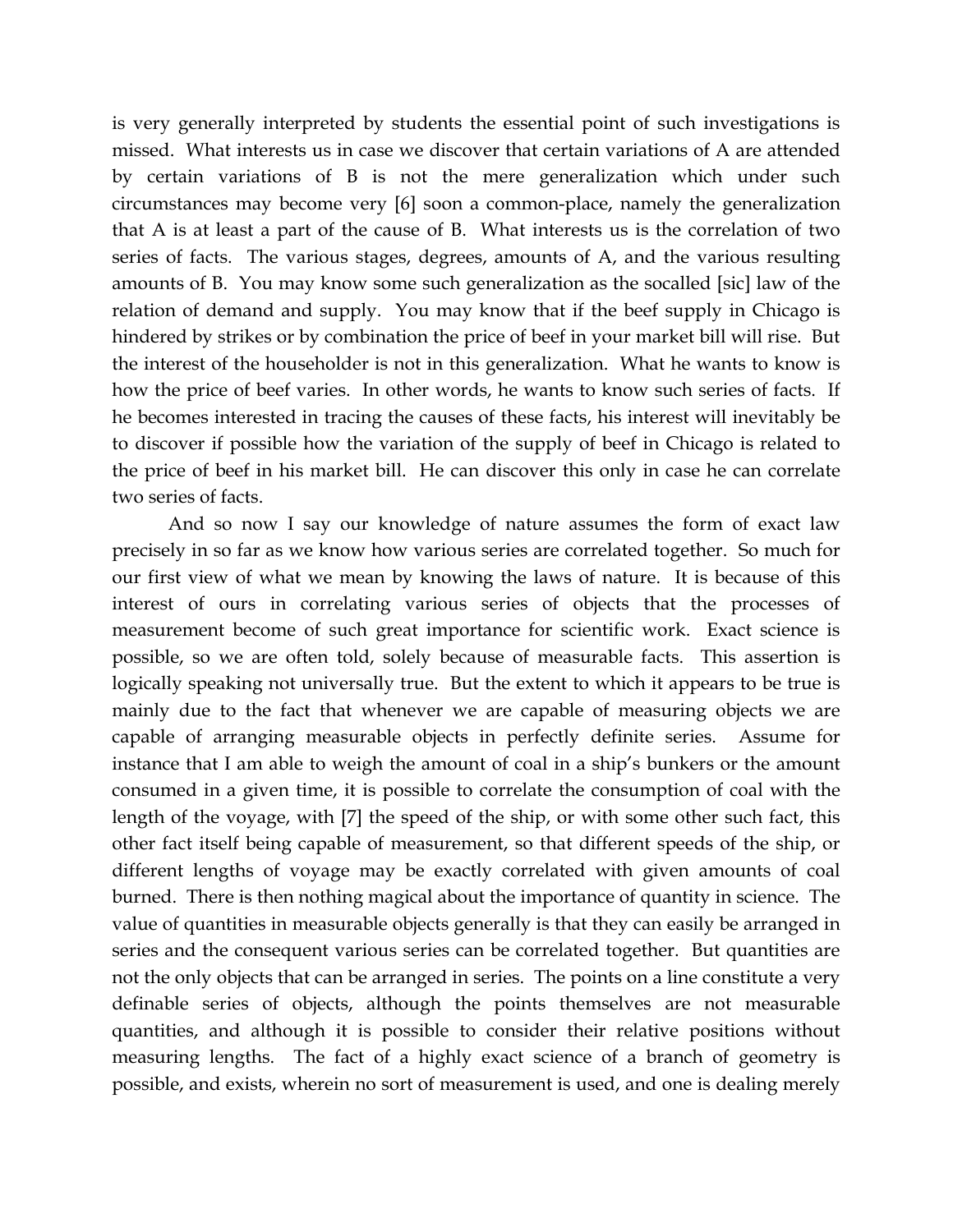is very generally interpreted by students the essential point of such investigations is missed. What interests us in case we discover that certain variations of A are attended by certain variations of B is not the mere generalization which under such circumstances may become very [6] soon a common-place, namely the generalization that A is at least a part of the cause of B. What interests us is the correlation of two series of facts. The various stages, degrees, amounts of A, and the various resulting amounts of B. You may know some such generalization as the socalled [sic] law of the relation of demand and supply. You may know that if the beef supply in Chicago is hindered by strikes or by combination the price of beef in your market bill will rise. But the interest of the householder is not in this generalization. What he wants to know is how the price of beef varies. In other words, he wants to know such series of facts. If he becomes interested in tracing the causes of these facts, his interest will inevitably be to discover if possible how the variation of the supply of beef in Chicago is related to the price of beef in his market bill. He can discover this only in case he can correlate two series of facts.

And so now I say our knowledge of nature assumes the form of exact law precisely in so far as we know how various series are correlated together. So much for our first view of what we mean by knowing the laws of nature. It is because of this interest of ours in correlating various series of objects that the processes of measurement become of such great importance for scientific work. Exact science is possible, so we are often told, solely because of measurable facts. This assertion is logically speaking not universally true. But the extent to which it appears to be true is mainly due to the fact that whenever we are capable of measuring objects we are capable of arranging measurable objects in perfectly definite series. Assume for instance that I am able to weigh the amount of coal in a ship's bunkers or the amount consumed in a given time, it is possible to correlate the consumption of coal with the length of the voyage, with [7] the speed of the ship, or with some other such fact, this other fact itself being capable of measurement, so that different speeds of the ship, or different lengths of voyage may be exactly correlated with given amounts of coal burned. There is then nothing magical about the importance of quantity in science. The value of quantities in measurable objects generally is that they can easily be arranged in series and the consequent various series can be correlated together. But quantities are not the only objects that can be arranged in series. The points on a line constitute a very definable series of objects, although the points themselves are not measurable quantities, and although it is possible to consider their relative positions without measuring lengths. The fact of a highly exact science of a branch of geometry is possible, and exists, wherein no sort of measurement is used, and one is dealing merely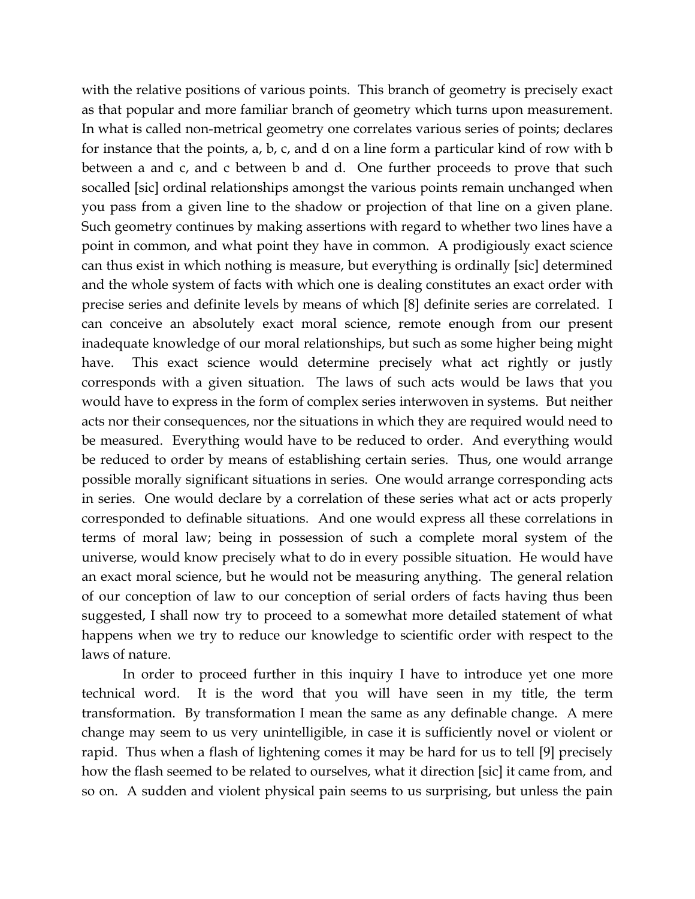with the relative positions of various points. This branch of geometry is precisely exact as that popular and more familiar branch of geometry which turns upon measurement. In what is called non-metrical geometry one correlates various series of points; declares for instance that the points, a, b, c, and d on a line form a particular kind of row with b between a and c, and c between b and d. One further proceeds to prove that such socalled [sic] ordinal relationships amongst the various points remain unchanged when you pass from a given line to the shadow or projection of that line on a given plane. Such geometry continues by making assertions with regard to whether two lines have a point in common, and what point they have in common. A prodigiously exact science can thus exist in which nothing is measure, but everything is ordinally [sic] determined and the whole system of facts with which one is dealing constitutes an exact order with precise series and definite levels by means of which [8] definite series are correlated. I can conceive an absolutely exact moral science, remote enough from our present inadequate knowledge of our moral relationships, but such as some higher being might have. This exact science would determine precisely what act rightly or justly corresponds with a given situation. The laws of such acts would be laws that you would have to express in the form of complex series interwoven in systems. But neither acts nor their consequences, nor the situations in which they are required would need to be measured. Everything would have to be reduced to order. And everything would be reduced to order by means of establishing certain series. Thus, one would arrange possible morally significant situations in series. One would arrange corresponding acts in series. One would declare by a correlation of these series what act or acts properly corresponded to definable situations. And one would express all these correlations in terms of moral law; being in possession of such a complete moral system of the universe, would know precisely what to do in every possible situation. He would have an exact moral science, but he would not be measuring anything. The general relation of our conception of law to our conception of serial orders of facts having thus been suggested, I shall now try to proceed to a somewhat more detailed statement of what happens when we try to reduce our knowledge to scientific order with respect to the laws of nature.

In order to proceed further in this inquiry I have to introduce yet one more technical word. It is the word that you will have seen in my title, the term transformation. By transformation I mean the same as any definable change. A mere change may seem to us very unintelligible, in case it is sufficiently novel or violent or rapid. Thus when a flash of lightening comes it may be hard for us to tell [9] precisely how the flash seemed to be related to ourselves, what it direction [sic] it came from, and so on. A sudden and violent physical pain seems to us surprising, but unless the pain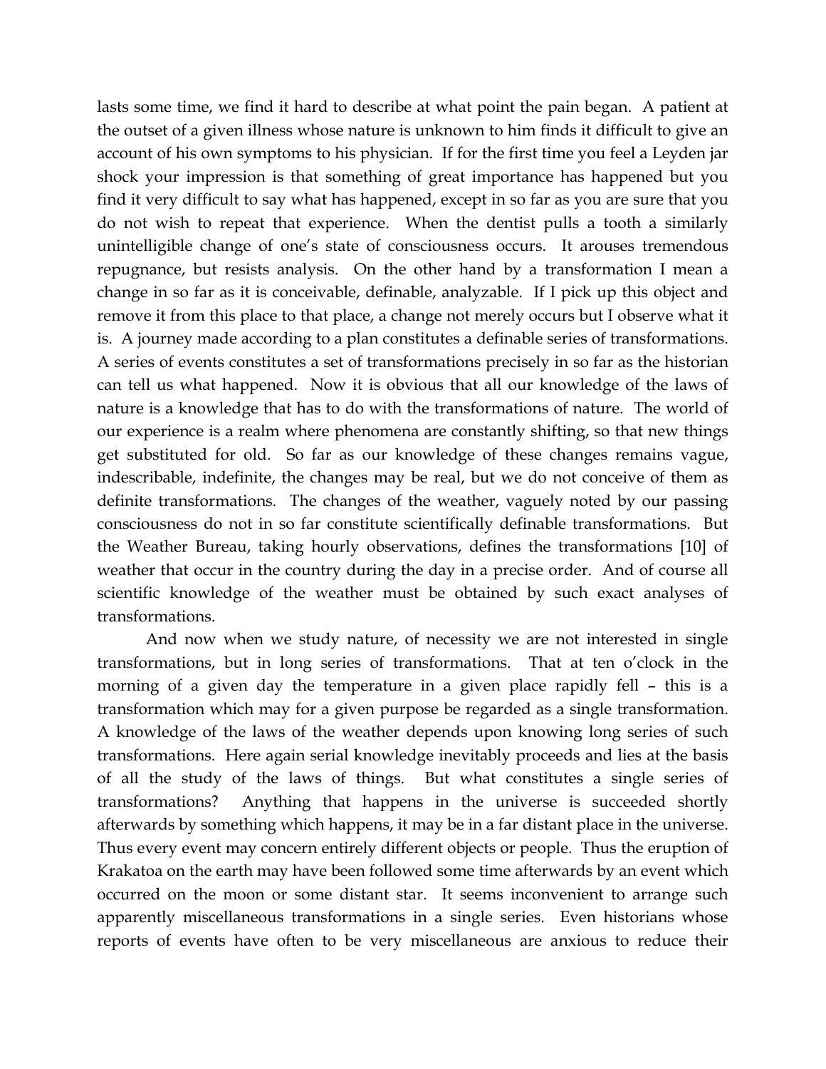lasts some time, we find it hard to describe at what point the pain began. A patient at the outset of a given illness whose nature is unknown to him finds it difficult to give an account of his own symptoms to his physician. If for the first time you feel a Leyden jar shock your impression is that something of great importance has happened but you find it very difficult to say what has happened, except in so far as you are sure that you do not wish to repeat that experience. When the dentist pulls a tooth a similarly unintelligible change of one's state of consciousness occurs. It arouses tremendous repugnance, but resists analysis. On the other hand by a transformation I mean a change in so far as it is conceivable, definable, analyzable. If I pick up this object and remove it from this place to that place, a change not merely occurs but I observe what it is. A journey made according to a plan constitutes a definable series of transformations. A series of events constitutes a set of transformations precisely in so far as the historian can tell us what happened. Now it is obvious that all our knowledge of the laws of nature is a knowledge that has to do with the transformations of nature. The world of our experience is a realm where phenomena are constantly shifting, so that new things get substituted for old. So far as our knowledge of these changes remains vague, indescribable, indefinite, the changes may be real, but we do not conceive of them as definite transformations. The changes of the weather, vaguely noted by our passing consciousness do not in so far constitute scientifically definable transformations. But the Weather Bureau, taking hourly observations, defines the transformations [10] of weather that occur in the country during the day in a precise order. And of course all scientific knowledge of the weather must be obtained by such exact analyses of transformations.

And now when we study nature, of necessity we are not interested in single transformations, but in long series of transformations. That at ten o'clock in the morning of a given day the temperature in a given place rapidly fell – this is a transformation which may for a given purpose be regarded as a single transformation. A knowledge of the laws of the weather depends upon knowing long series of such transformations. Here again serial knowledge inevitably proceeds and lies at the basis of all the study of the laws of things. But what constitutes a single series of transformations? Anything that happens in the universe is succeeded shortly afterwards by something which happens, it may be in a far distant place in the universe. Thus every event may concern entirely different objects or people. Thus the eruption of Krakatoa on the earth may have been followed some time afterwards by an event which occurred on the moon or some distant star. It seems inconvenient to arrange such apparently miscellaneous transformations in a single series. Even historians whose reports of events have often to be very miscellaneous are anxious to reduce their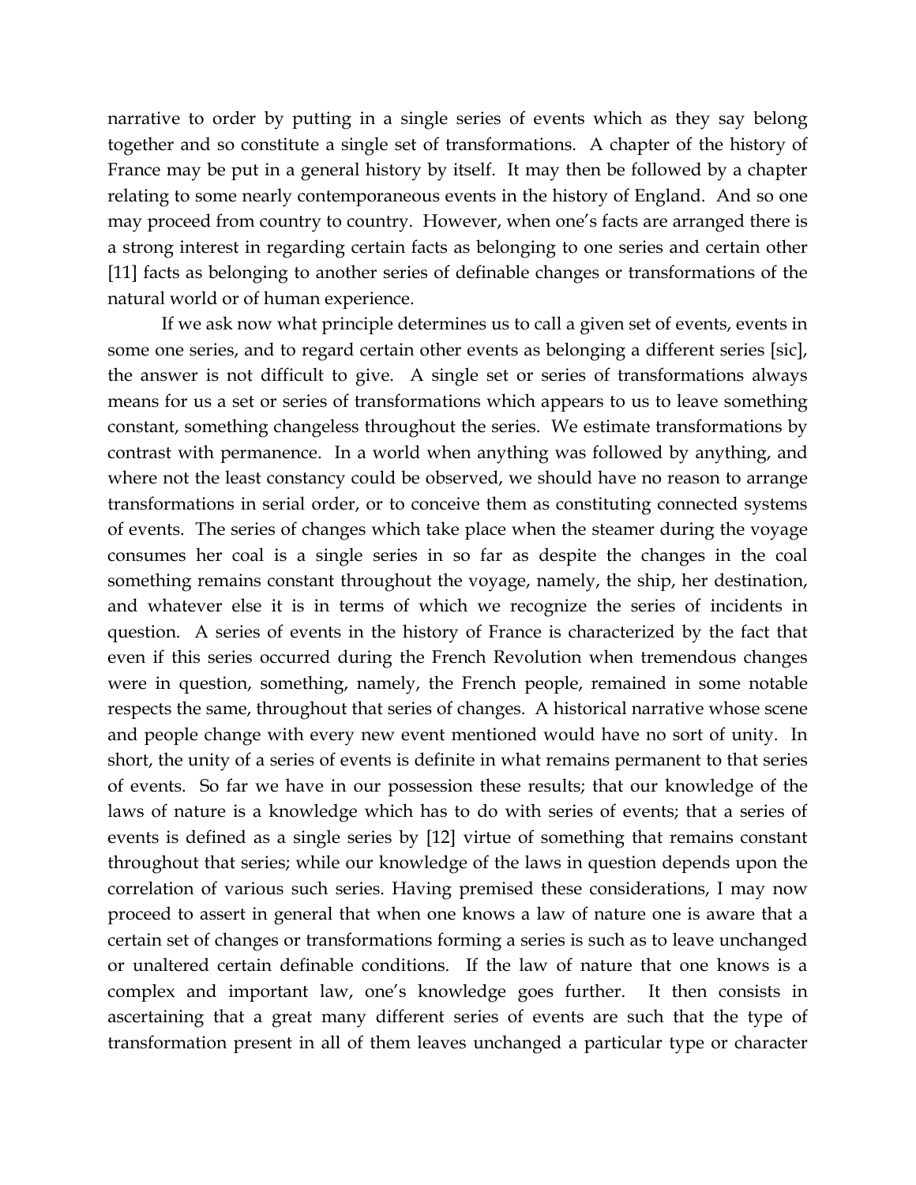narrative to order by putting in a single series of events which as they say belong together and so constitute a single set of transformations. A chapter of the history of France may be put in a general history by itself. It may then be followed by a chapter relating to some nearly contemporaneous events in the history of England. And so one may proceed from country to country. However, when one's facts are arranged there is a strong interest in regarding certain facts as belonging to one series and certain other [11] facts as belonging to another series of definable changes or transformations of the natural world or of human experience.

If we ask now what principle determines us to call a given set of events, events in some one series, and to regard certain other events as belonging a different series [sic], the answer is not difficult to give. A single set or series of transformations always means for us a set or series of transformations which appears to us to leave something constant, something changeless throughout the series. We estimate transformations by contrast with permanence. In a world when anything was followed by anything, and where not the least constancy could be observed, we should have no reason to arrange transformations in serial order, or to conceive them as constituting connected systems of events. The series of changes which take place when the steamer during the voyage consumes her coal is a single series in so far as despite the changes in the coal something remains constant throughout the voyage, namely, the ship, her destination, and whatever else it is in terms of which we recognize the series of incidents in question. A series of events in the history of France is characterized by the fact that even if this series occurred during the French Revolution when tremendous changes were in question, something, namely, the French people, remained in some notable respects the same, throughout that series of changes. A historical narrative whose scene and people change with every new event mentioned would have no sort of unity. In short, the unity of a series of events is definite in what remains permanent to that series of events. So far we have in our possession these results; that our knowledge of the laws of nature is a knowledge which has to do with series of events; that a series of events is defined as a single series by [12] virtue of something that remains constant throughout that series; while our knowledge of the laws in question depends upon the correlation of various such series. Having premised these considerations, I may now proceed to assert in general that when one knows a law of nature one is aware that a certain set of changes or transformations forming a series is such as to leave unchanged or unaltered certain definable conditions. If the law of nature that one knows is a complex and important law, one's knowledge goes further. It then consists in ascertaining that a great many different series of events are such that the type of transformation present in all of them leaves unchanged a particular type or character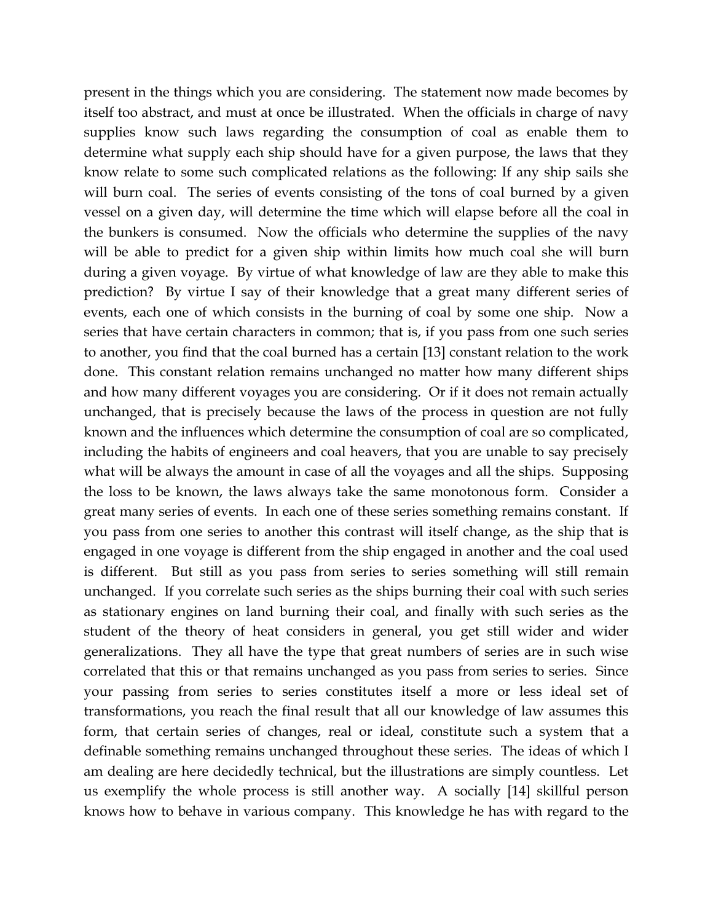present in the things which you are considering. The statement now made becomes by itself too abstract, and must at once be illustrated. When the officials in charge of navy supplies know such laws regarding the consumption of coal as enable them to determine what supply each ship should have for a given purpose, the laws that they know relate to some such complicated relations as the following: If any ship sails she will burn coal. The series of events consisting of the tons of coal burned by a given vessel on a given day, will determine the time which will elapse before all the coal in the bunkers is consumed. Now the officials who determine the supplies of the navy will be able to predict for a given ship within limits how much coal she will burn during a given voyage. By virtue of what knowledge of law are they able to make this prediction? By virtue I say of their knowledge that a great many different series of events, each one of which consists in the burning of coal by some one ship. Now a series that have certain characters in common; that is, if you pass from one such series to another, you find that the coal burned has a certain [13] constant relation to the work done. This constant relation remains unchanged no matter how many different ships and how many different voyages you are considering. Or if it does not remain actually unchanged, that is precisely because the laws of the process in question are not fully known and the influences which determine the consumption of coal are so complicated, including the habits of engineers and coal heavers, that you are unable to say precisely what will be always the amount in case of all the voyages and all the ships. Supposing the loss to be known, the laws always take the same monotonous form. Consider a great many series of events. In each one of these series something remains constant. If you pass from one series to another this contrast will itself change, as the ship that is engaged in one voyage is different from the ship engaged in another and the coal used is different. But still as you pass from series to series something will still remain unchanged. If you correlate such series as the ships burning their coal with such series as stationary engines on land burning their coal, and finally with such series as the student of the theory of heat considers in general, you get still wider and wider generalizations. They all have the type that great numbers of series are in such wise correlated that this or that remains unchanged as you pass from series to series. Since your passing from series to series constitutes itself a more or less ideal set of transformations, you reach the final result that all our knowledge of law assumes this form, that certain series of changes, real or ideal, constitute such a system that a definable something remains unchanged throughout these series. The ideas of which I am dealing are here decidedly technical, but the illustrations are simply countless. Let us exemplify the whole process is still another way. A socially [14] skillful person knows how to behave in various company. This knowledge he has with regard to the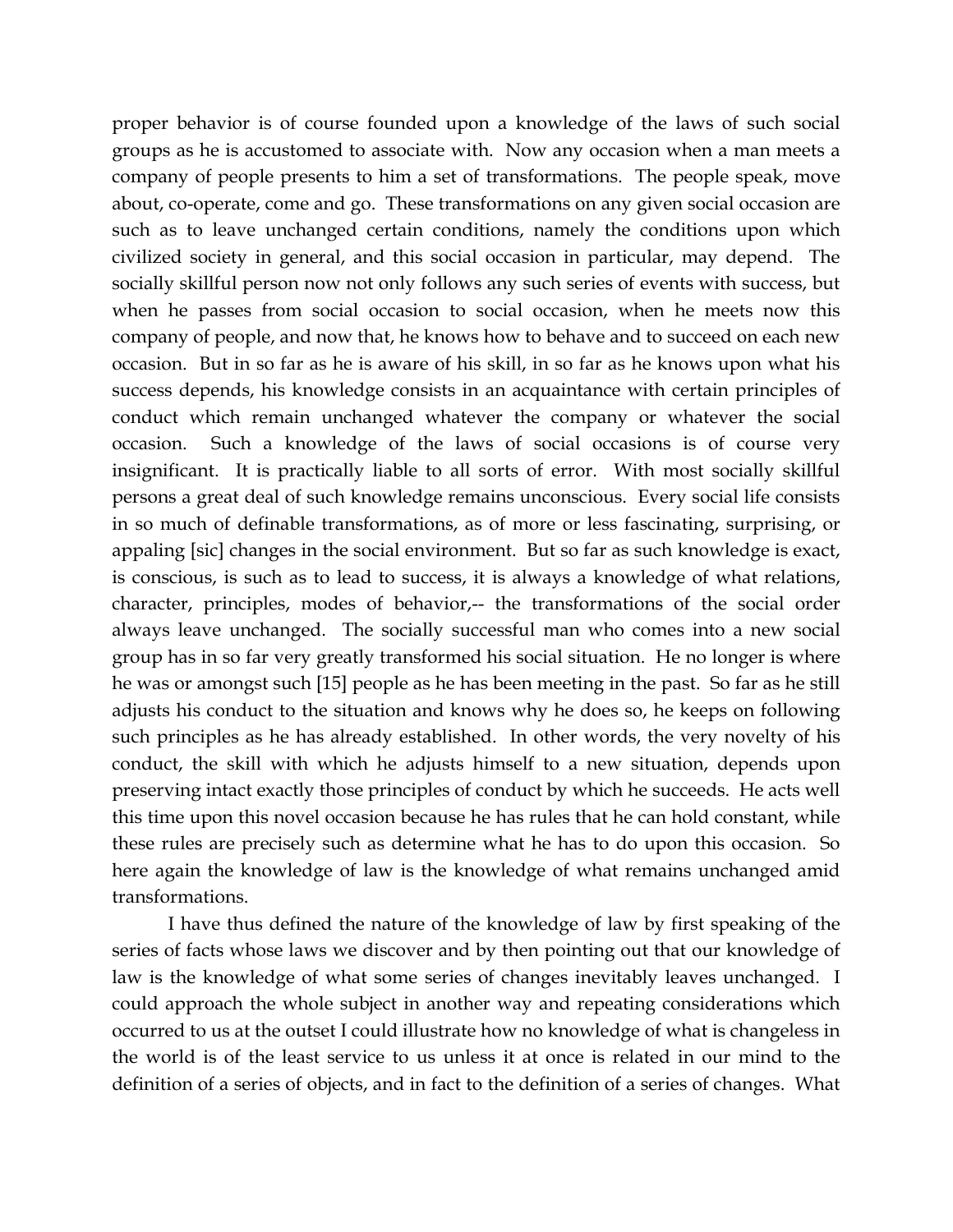proper behavior is of course founded upon a knowledge of the laws of such social groups as he is accustomed to associate with. Now any occasion when a man meets a company of people presents to him a set of transformations. The people speak, move about, co-operate, come and go. These transformations on any given social occasion are such as to leave unchanged certain conditions, namely the conditions upon which civilized society in general, and this social occasion in particular, may depend. The socially skillful person now not only follows any such series of events with success, but when he passes from social occasion to social occasion, when he meets now this company of people, and now that, he knows how to behave and to succeed on each new occasion. But in so far as he is aware of his skill, in so far as he knows upon what his success depends, his knowledge consists in an acquaintance with certain principles of conduct which remain unchanged whatever the company or whatever the social occasion. Such a knowledge of the laws of social occasions is of course very insignificant. It is practically liable to all sorts of error. With most socially skillful persons a great deal of such knowledge remains unconscious. Every social life consists in so much of definable transformations, as of more or less fascinating, surprising, or appaling [sic] changes in the social environment. But so far as such knowledge is exact, is conscious, is such as to lead to success, it is always a knowledge of what relations, character, principles, modes of behavior,-- the transformations of the social order always leave unchanged. The socially successful man who comes into a new social group has in so far very greatly transformed his social situation. He no longer is where he was or amongst such [15] people as he has been meeting in the past. So far as he still adjusts his conduct to the situation and knows why he does so, he keeps on following such principles as he has already established. In other words, the very novelty of his conduct, the skill with which he adjusts himself to a new situation, depends upon preserving intact exactly those principles of conduct by which he succeeds. He acts well this time upon this novel occasion because he has rules that he can hold constant, while these rules are precisely such as determine what he has to do upon this occasion. So here again the knowledge of law is the knowledge of what remains unchanged amid transformations.

I have thus defined the nature of the knowledge of law by first speaking of the series of facts whose laws we discover and by then pointing out that our knowledge of law is the knowledge of what some series of changes inevitably leaves unchanged. I could approach the whole subject in another way and repeating considerations which occurred to us at the outset I could illustrate how no knowledge of what is changeless in the world is of the least service to us unless it at once is related in our mind to the definition of a series of objects, and in fact to the definition of a series of changes. What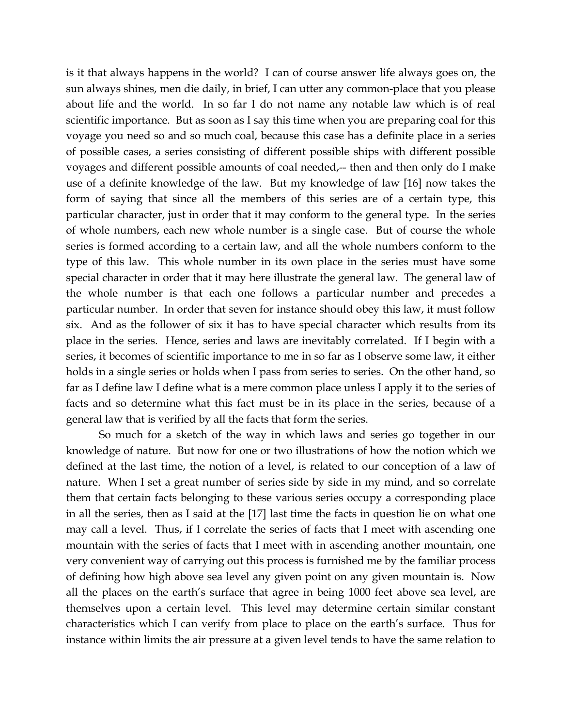is it that always happens in the world? I can of course answer life always goes on, the sun always shines, men die daily, in brief, I can utter any common-place that you please about life and the world. In so far I do not name any notable law which is of real scientific importance. But as soon as I say this time when you are preparing coal for this voyage you need so and so much coal, because this case has a definite place in a series of possible cases, a series consisting of different possible ships with different possible voyages and different possible amounts of coal needed,-- then and then only do I make use of a definite knowledge of the law. But my knowledge of law [16] now takes the form of saying that since all the members of this series are of a certain type, this particular character, just in order that it may conform to the general type. In the series of whole numbers, each new whole number is a single case. But of course the whole series is formed according to a certain law, and all the whole numbers conform to the type of this law. This whole number in its own place in the series must have some special character in order that it may here illustrate the general law. The general law of the whole number is that each one follows a particular number and precedes a particular number. In order that seven for instance should obey this law, it must follow six. And as the follower of six it has to have special character which results from its place in the series. Hence, series and laws are inevitably correlated. If I begin with a series, it becomes of scientific importance to me in so far as I observe some law, it either holds in a single series or holds when I pass from series to series. On the other hand, so far as I define law I define what is a mere common place unless I apply it to the series of facts and so determine what this fact must be in its place in the series, because of a general law that is verified by all the facts that form the series.

So much for a sketch of the way in which laws and series go together in our knowledge of nature. But now for one or two illustrations of how the notion which we defined at the last time, the notion of a level, is related to our conception of a law of nature. When I set a great number of series side by side in my mind, and so correlate them that certain facts belonging to these various series occupy a corresponding place in all the series, then as I said at the [17] last time the facts in question lie on what one may call a level. Thus, if I correlate the series of facts that I meet with ascending one mountain with the series of facts that I meet with in ascending another mountain, one very convenient way of carrying out this process is furnished me by the familiar process of defining how high above sea level any given point on any given mountain is. Now all the places on the earth's surface that agree in being 1000 feet above sea level, are themselves upon a certain level. This level may determine certain similar constant characteristics which I can verify from place to place on the earth's surface. Thus for instance within limits the air pressure at a given level tends to have the same relation to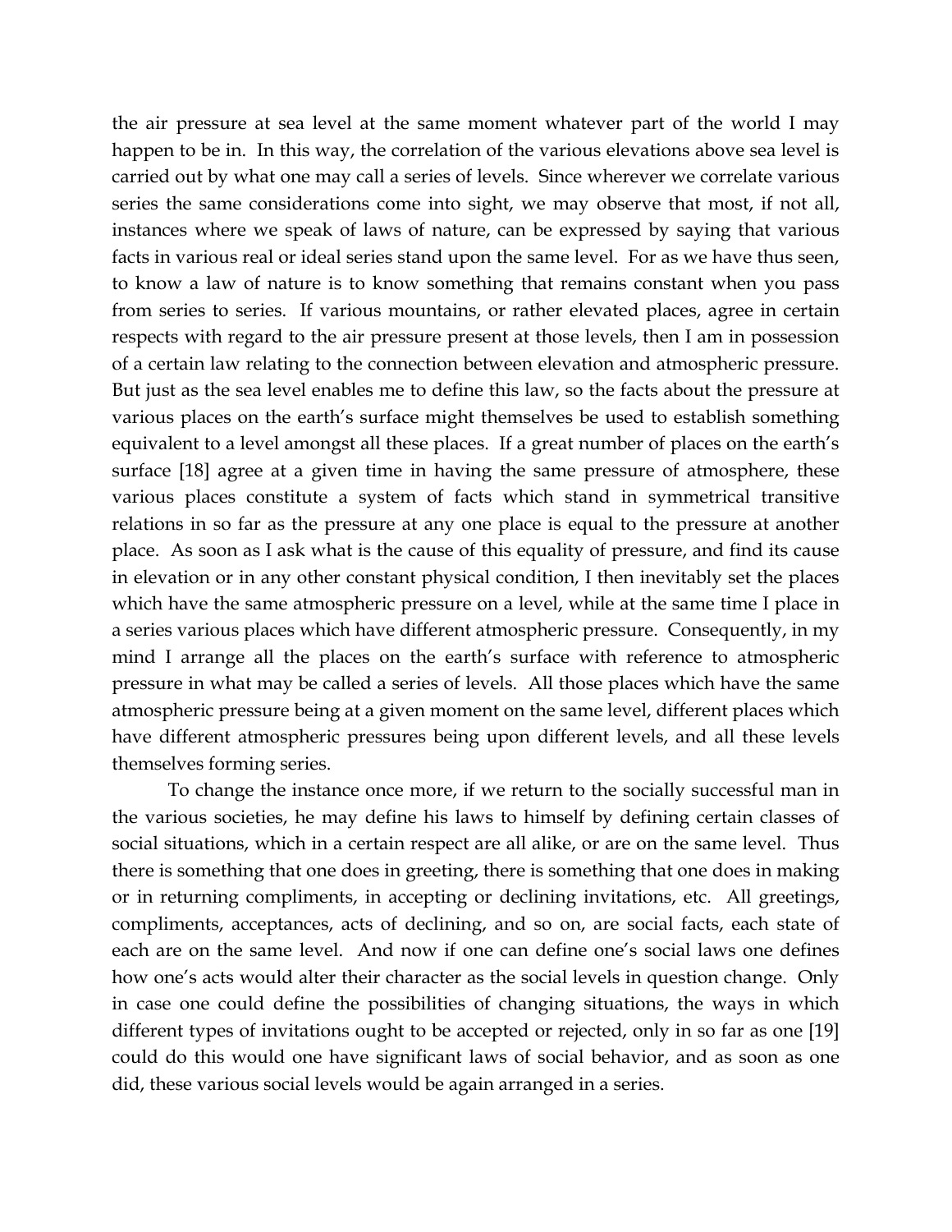the air pressure at sea level at the same moment whatever part of the world I may happen to be in. In this way, the correlation of the various elevations above sea level is carried out by what one may call a series of levels. Since wherever we correlate various series the same considerations come into sight, we may observe that most, if not all, instances where we speak of laws of nature, can be expressed by saying that various facts in various real or ideal series stand upon the same level. For as we have thus seen, to know a law of nature is to know something that remains constant when you pass from series to series. If various mountains, or rather elevated places, agree in certain respects with regard to the air pressure present at those levels, then I am in possession of a certain law relating to the connection between elevation and atmospheric pressure. But just as the sea level enables me to define this law, so the facts about the pressure at various places on the earth's surface might themselves be used to establish something equivalent to a level amongst all these places. If a great number of places on the earth's surface [18] agree at a given time in having the same pressure of atmosphere, these various places constitute a system of facts which stand in symmetrical transitive relations in so far as the pressure at any one place is equal to the pressure at another place. As soon as I ask what is the cause of this equality of pressure, and find its cause in elevation or in any other constant physical condition, I then inevitably set the places which have the same atmospheric pressure on a level, while at the same time I place in a series various places which have different atmospheric pressure. Consequently, in my mind I arrange all the places on the earth's surface with reference to atmospheric pressure in what may be called a series of levels. All those places which have the same atmospheric pressure being at a given moment on the same level, different places which have different atmospheric pressures being upon different levels, and all these levels themselves forming series.

To change the instance once more, if we return to the socially successful man in the various societies, he may define his laws to himself by defining certain classes of social situations, which in a certain respect are all alike, or are on the same level. Thus there is something that one does in greeting, there is something that one does in making or in returning compliments, in accepting or declining invitations, etc. All greetings, compliments, acceptances, acts of declining, and so on, are social facts, each state of each are on the same level. And now if one can define one's social laws one defines how one's acts would alter their character as the social levels in question change. Only in case one could define the possibilities of changing situations, the ways in which different types of invitations ought to be accepted or rejected, only in so far as one [19] could do this would one have significant laws of social behavior, and as soon as one did, these various social levels would be again arranged in a series.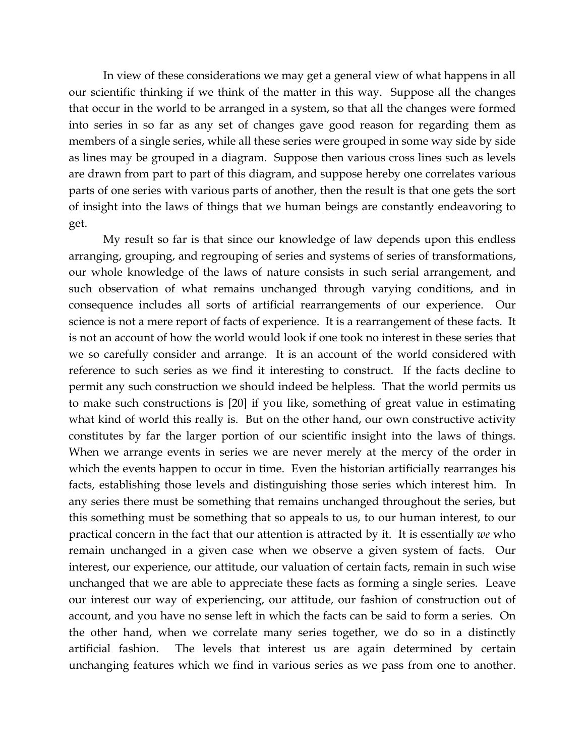In view of these considerations we may get a general view of what happens in all our scientific thinking if we think of the matter in this way. Suppose all the changes that occur in the world to be arranged in a system, so that all the changes were formed into series in so far as any set of changes gave good reason for regarding them as members of a single series, while all these series were grouped in some way side by side as lines may be grouped in a diagram. Suppose then various cross lines such as levels are drawn from part to part of this diagram, and suppose hereby one correlates various parts of one series with various parts of another, then the result is that one gets the sort of insight into the laws of things that we human beings are constantly endeavoring to get.

My result so far is that since our knowledge of law depends upon this endless arranging, grouping, and regrouping of series and systems of series of transformations, our whole knowledge of the laws of nature consists in such serial arrangement, and such observation of what remains unchanged through varying conditions, and in consequence includes all sorts of artificial rearrangements of our experience. Our science is not a mere report of facts of experience. It is a rearrangement of these facts. It is not an account of how the world would look if one took no interest in these series that we so carefully consider and arrange. It is an account of the world considered with reference to such series as we find it interesting to construct. If the facts decline to permit any such construction we should indeed be helpless. That the world permits us to make such constructions is [20] if you like, something of great value in estimating what kind of world this really is. But on the other hand, our own constructive activity constitutes by far the larger portion of our scientific insight into the laws of things. When we arrange events in series we are never merely at the mercy of the order in which the events happen to occur in time. Even the historian artificially rearranges his facts, establishing those levels and distinguishing those series which interest him. In any series there must be something that remains unchanged throughout the series, but this something must be something that so appeals to us, to our human interest, to our practical concern in the fact that our attention is attracted by it. It is essentially *we* who remain unchanged in a given case when we observe a given system of facts. Our interest, our experience, our attitude, our valuation of certain facts, remain in such wise unchanged that we are able to appreciate these facts as forming a single series. Leave our interest our way of experiencing, our attitude, our fashion of construction out of account, and you have no sense left in which the facts can be said to form a series. On the other hand, when we correlate many series together, we do so in a distinctly artificial fashion. The levels that interest us are again determined by certain unchanging features which we find in various series as we pass from one to another.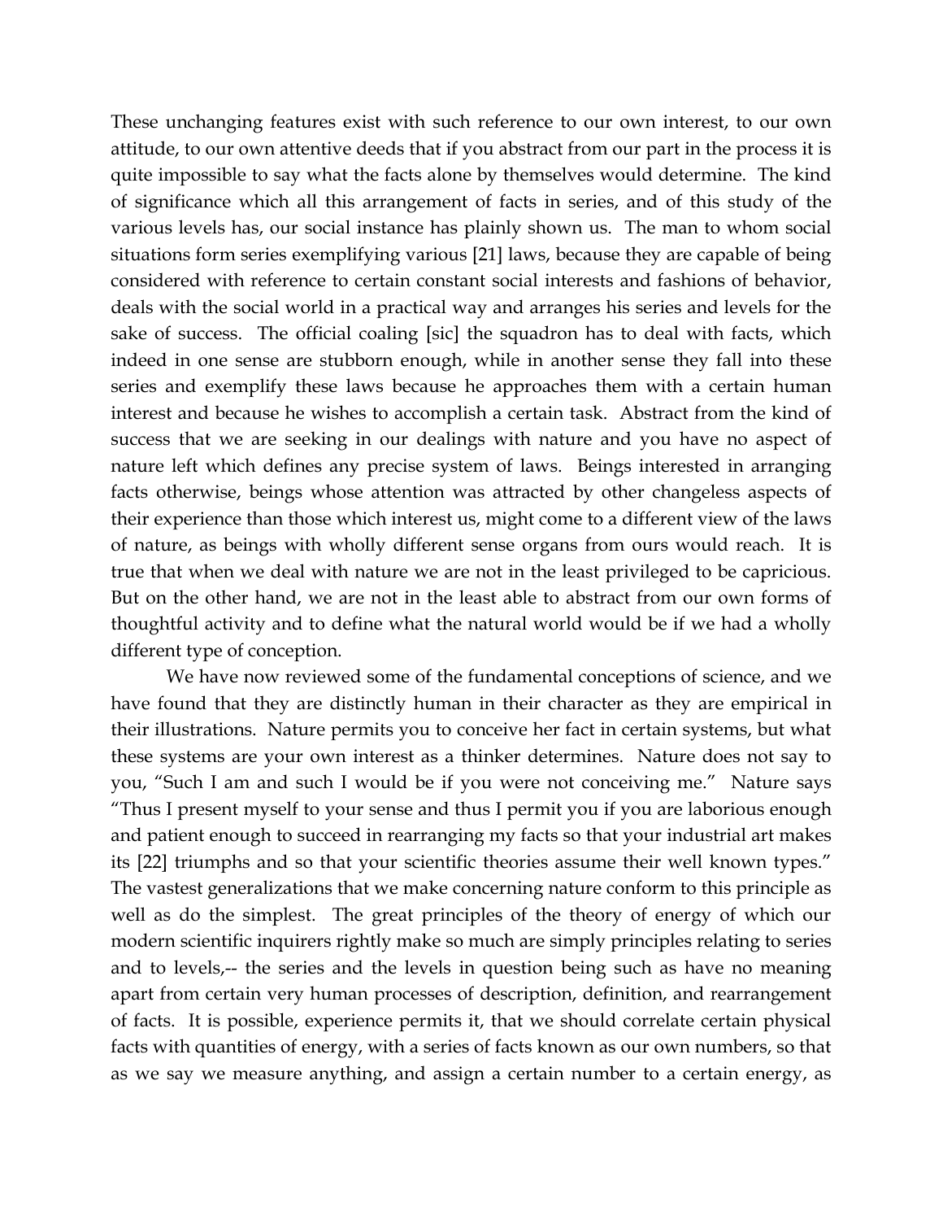These unchanging features exist with such reference to our own interest, to our own attitude, to our own attentive deeds that if you abstract from our part in the process it is quite impossible to say what the facts alone by themselves would determine. The kind of significance which all this arrangement of facts in series, and of this study of the various levels has, our social instance has plainly shown us. The man to whom social situations form series exemplifying various [21] laws, because they are capable of being considered with reference to certain constant social interests and fashions of behavior, deals with the social world in a practical way and arranges his series and levels for the sake of success. The official coaling [sic] the squadron has to deal with facts, which indeed in one sense are stubborn enough, while in another sense they fall into these series and exemplify these laws because he approaches them with a certain human interest and because he wishes to accomplish a certain task. Abstract from the kind of success that we are seeking in our dealings with nature and you have no aspect of nature left which defines any precise system of laws. Beings interested in arranging facts otherwise, beings whose attention was attracted by other changeless aspects of their experience than those which interest us, might come to a different view of the laws of nature, as beings with wholly different sense organs from ours would reach. It is true that when we deal with nature we are not in the least privileged to be capricious. But on the other hand, we are not in the least able to abstract from our own forms of thoughtful activity and to define what the natural world would be if we had a wholly different type of conception.

We have now reviewed some of the fundamental conceptions of science, and we have found that they are distinctly human in their character as they are empirical in their illustrations. Nature permits you to conceive her fact in certain systems, but what these systems are your own interest as a thinker determines. Nature does not say to you, "Such I am and such I would be if you were not conceiving me." Nature says "Thus I present myself to your sense and thus I permit you if you are laborious enough and patient enough to succeed in rearranging my facts so that your industrial art makes its [22] triumphs and so that your scientific theories assume their well known types." The vastest generalizations that we make concerning nature conform to this principle as well as do the simplest. The great principles of the theory of energy of which our modern scientific inquirers rightly make so much are simply principles relating to series and to levels,-- the series and the levels in question being such as have no meaning apart from certain very human processes of description, definition, and rearrangement of facts. It is possible, experience permits it, that we should correlate certain physical facts with quantities of energy, with a series of facts known as our own numbers, so that as we say we measure anything, and assign a certain number to a certain energy, as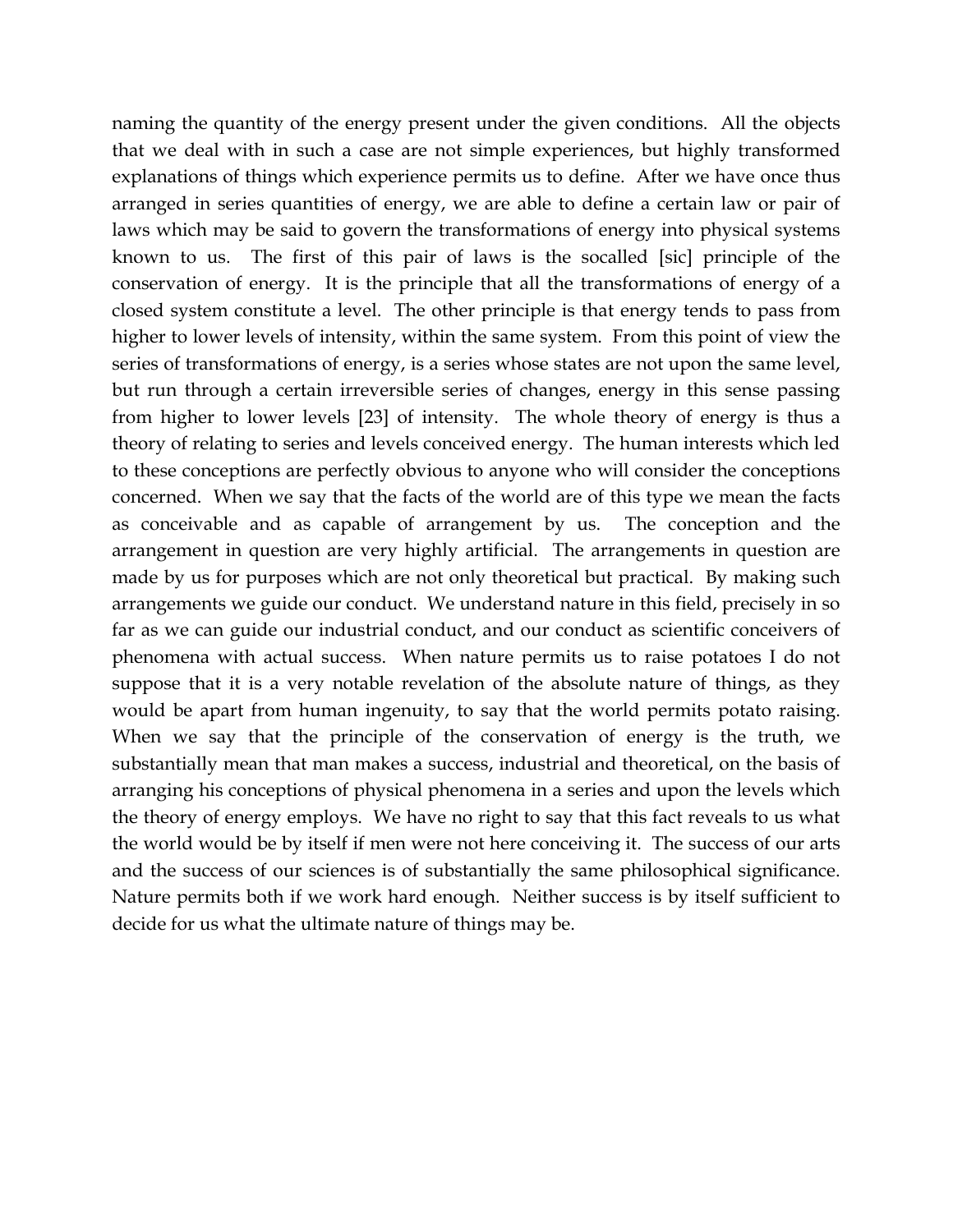naming the quantity of the energy present under the given conditions. All the objects that we deal with in such a case are not simple experiences, but highly transformed explanations of things which experience permits us to define. After we have once thus arranged in series quantities of energy, we are able to define a certain law or pair of laws which may be said to govern the transformations of energy into physical systems known to us. The first of this pair of laws is the socalled [sic] principle of the conservation of energy. It is the principle that all the transformations of energy of a closed system constitute a level. The other principle is that energy tends to pass from higher to lower levels of intensity, within the same system. From this point of view the series of transformations of energy, is a series whose states are not upon the same level, but run through a certain irreversible series of changes, energy in this sense passing from higher to lower levels [23] of intensity. The whole theory of energy is thus a theory of relating to series and levels conceived energy. The human interests which led to these conceptions are perfectly obvious to anyone who will consider the conceptions concerned. When we say that the facts of the world are of this type we mean the facts as conceivable and as capable of arrangement by us. The conception and the arrangement in question are very highly artificial. The arrangements in question are made by us for purposes which are not only theoretical but practical. By making such arrangements we guide our conduct. We understand nature in this field, precisely in so far as we can guide our industrial conduct, and our conduct as scientific conceivers of phenomena with actual success. When nature permits us to raise potatoes I do not suppose that it is a very notable revelation of the absolute nature of things, as they would be apart from human ingenuity, to say that the world permits potato raising. When we say that the principle of the conservation of energy is the truth, we substantially mean that man makes a success, industrial and theoretical, on the basis of arranging his conceptions of physical phenomena in a series and upon the levels which the theory of energy employs. We have no right to say that this fact reveals to us what the world would be by itself if men were not here conceiving it. The success of our arts and the success of our sciences is of substantially the same philosophical significance. Nature permits both if we work hard enough. Neither success is by itself sufficient to decide for us what the ultimate nature of things may be.